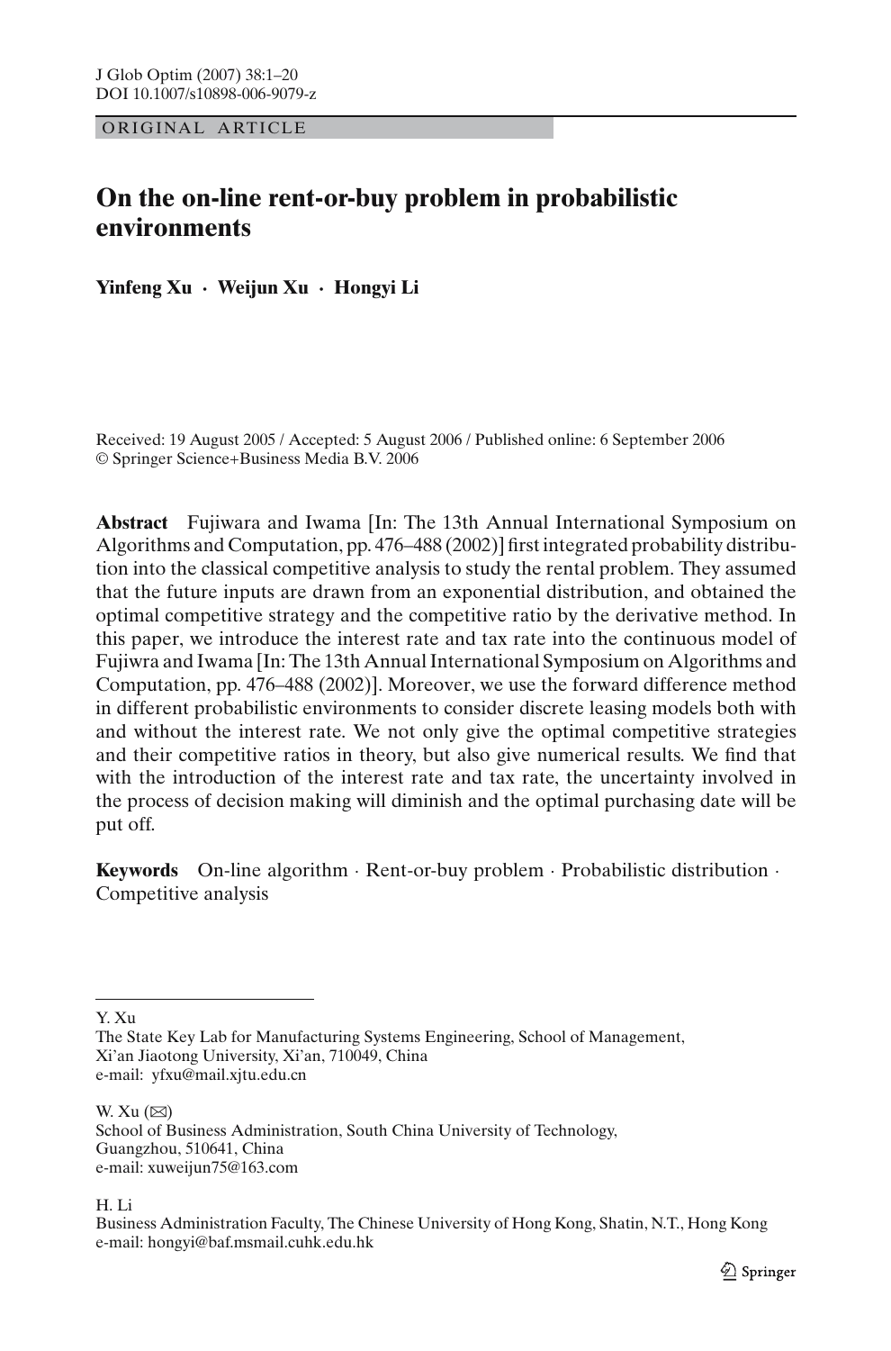ORIGINAL ARTICLE

# On the on-line rent-or-buy problem in probabilistic environments

**Yinfeng Xu · Weijun Xu · Hongyi Li**

Received: 19 August 2005 / Accepted: 5 August 2006 / Published online: 6 September 2006
© Springer Science+Business Media B.V. 2006

**Abstract** Fujiwara and Iwama [In: The 13th Annual International Symposium on Algorithms and Computation, pp. 476–488 (2002)] first integrated probability distribution into the classical competitive analysis to study the rental problem. They assumed that the future inputs are drawn from an exponential distribution, and obtained the optimal competitive strategy and the competitive ratio by the derivative method. In this paper, we introduce the interest rate and tax rate into the continuous model of Fujiwra and Iwama [In: The 13th Annual International Symposium on Algorithms and Computation, pp. 476–488 (2002)]. Moreover, we use the forward difference method in different probabilistic environments to consider discrete leasing models both with and without the interest rate. We not only give the optimal competitive strategies and their competitive ratios in theory, but also give numerical results. We find that with the introduction of the interest rate and tax rate, the uncertainty involved in the process of decision making will diminish and the optimal purchasing date will be put off.

**Keywords** On-line algorithm · Rent-or-buy problem · Probabilistic distribution · Competitive analysis

---

Y. Xu
The State Key Lab for Manufacturing Systems Engineering, School of Management, Xi'an Jiaotong University, Xi'an, 710049, China
e-mail: yfxu@mail.xjtu.edu.cn

W. Xu (✉)
School of Business Administration, South China University of Technology, Guangzhou, 510641, China
e-mail: xuweijun75@163.com

H. Li
Business Administration Faculty, The Chinese University of Hong Kong, Shatin, N.T., Hong Kong
e-mail: hongyi@baf.msmail.cuhk.edu.hk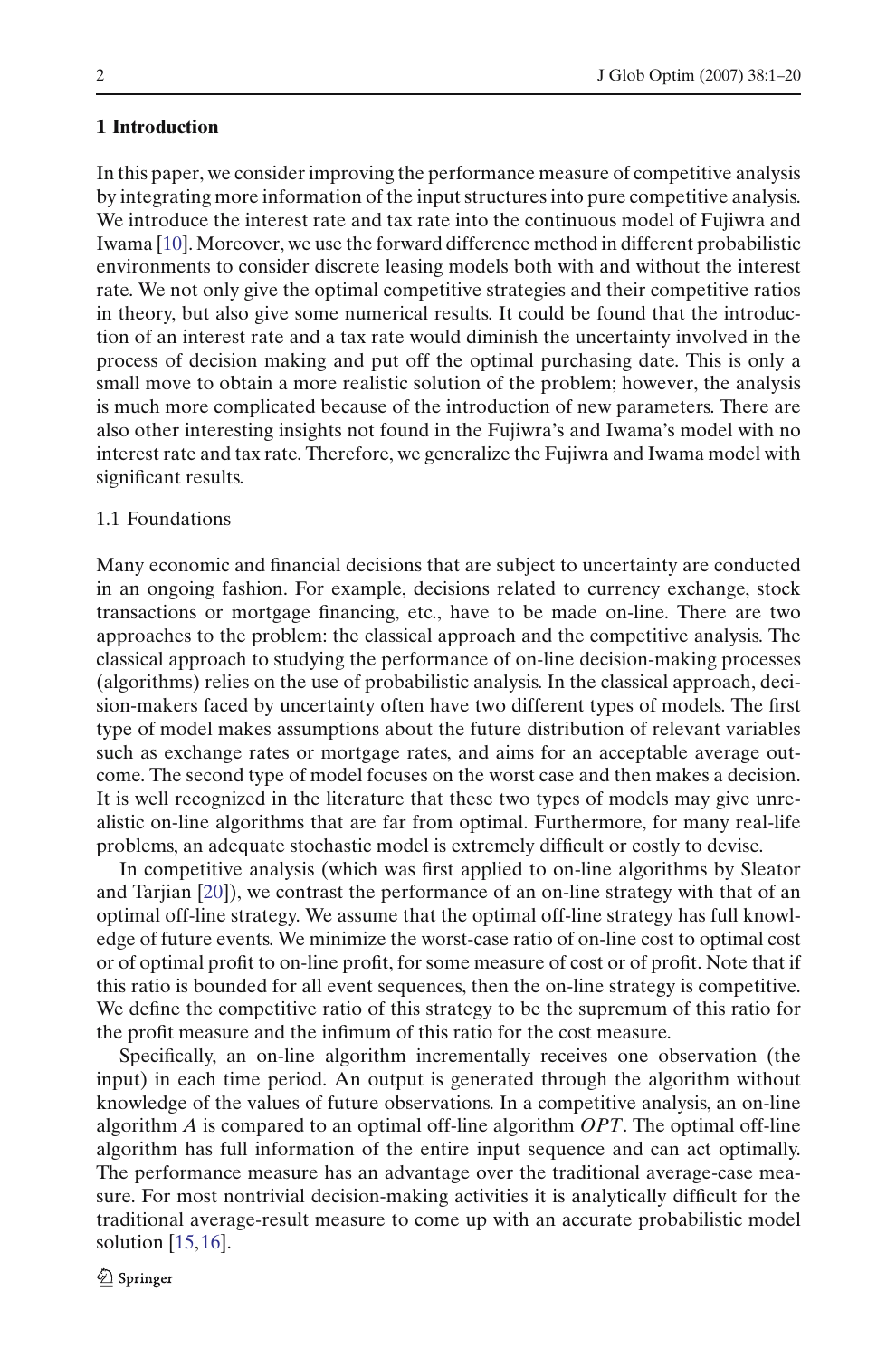## 1 Introduction

In this paper, we consider improving the performance measure of competitive analysis by integrating more information of the input structures into pure competitive analysis. We introduce the interest rate and tax rate into the continuous model of Fujiwra and Iwama [10]. Moreover, we use the forward difference method in different probabilistic environments to consider discrete leasing models both with and without the interest rate. We not only give the optimal competitive strategies and their competitive ratios in theory, but also give some numerical results. It could be found that the introduction of an interest rate and a tax rate would diminish the uncertainty involved in the process of decision making and put off the optimal purchasing date. This is only a small move to obtain a more realistic solution of the problem; however, the analysis is much more complicated because of the introduction of new parameters. There are also other interesting insights not found in the Fujiwra's and Iwama's model with no interest rate and tax rate. Therefore, we generalize the Fujiwra and Iwama model with significant results.

### 1.1 Foundations

Many economic and financial decisions that are subject to uncertainty are conducted in an ongoing fashion. For example, decisions related to currency exchange, stock transactions or mortgage financing, etc., have to be made on-line. There are two approaches to the problem: the classical approach and the competitive analysis. The classical approach to studying the performance of on-line decision-making processes (algorithms) relies on the use of probabilistic analysis. In the classical approach, decision-makers faced by uncertainty often have two different types of models. The first type of model makes assumptions about the future distribution of relevant variables such as exchange rates or mortgage rates, and aims for an acceptable average outcome. The second type of model focuses on the worst case and then makes a decision. It is well recognized in the literature that these two types of models may give unrealistic on-line algorithms that are far from optimal. Furthermore, for many real-life problems, an adequate stochastic model is extremely difficult or costly to devise.

In competitive analysis (which was first applied to on-line algorithms by Sleator and Tarjian [20]), we contrast the performance of an on-line strategy with that of an optimal off-line strategy. We assume that the optimal off-line strategy has full knowledge of future events. We minimize the worst-case ratio of on-line cost to optimal cost or of optimal profit to on-line profit, for some measure of cost or of profit. Note that if this ratio is bounded for all event sequences, then the on-line strategy is competitive. We define the competitive ratio of this strategy to be the supremum of this ratio for the profit measure and the infimum of this ratio for the cost measure.

Specifically, an on-line algorithm incrementally receives one observation (the input) in each time period. An output is generated through the algorithm without knowledge of the values of future observations. In a competitive analysis, an on-line algorithm $A$ is compared to an optimal off-line algorithm $OPT$. The optimal off-line algorithm has full information of the entire input sequence and can act optimally. The performance measure has an advantage over the traditional average-case measure. For most nontrivial decision-making activities it is analytically difficult for the traditional average-result measure to come up with an accurate probabilistic model solution [15,16].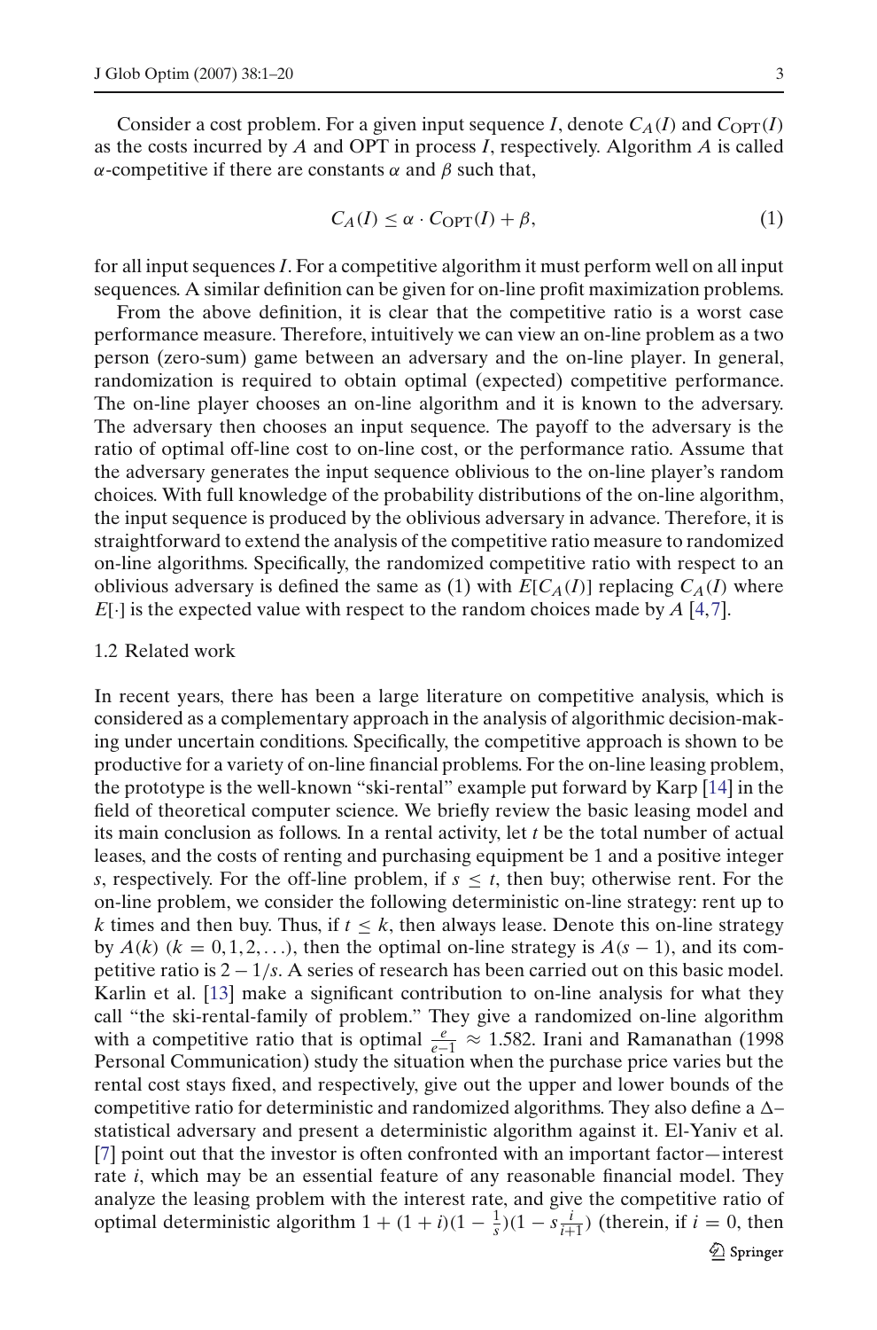Consider a cost problem. For a given input sequence $I$, denote $C_A(I)$ and $C_{\text{OPT}}(I)$ as the costs incurred by $A$ and OPT in process $I$, respectively. Algorithm $A$ is called $\alpha$-competitive if there are constants $\alpha$ and $\beta$ such that,

$$C_A(I) \le \alpha \cdot C_{\text{OPT}}(I) + \beta, \tag{1}$$

for all input sequences $I$. For a competitive algorithm it must perform well on all input sequences. A similar definition can be given for on-line profit maximization problems.

From the above definition, it is clear that the competitive ratio is a worst case performance measure. Therefore, intuitively we can view an on-line problem as a two person (zero-sum) game between an adversary and the on-line player. In general, randomization is required to obtain optimal (expected) competitive performance. The on-line player chooses an on-line algorithm and it is known to the adversary. The adversary then chooses an input sequence. The payoff to the adversary is the ratio of optimal off-line cost to on-line cost, or the performance ratio. Assume that the adversary generates the input sequence oblivious to the on-line player's random choices. With full knowledge of the probability distributions of the on-line algorithm, the input sequence is produced by the oblivious adversary in advance. Therefore, it is straightforward to extend the analysis of the competitive ratio measure to randomized on-line algorithms. Specifically, the randomized competitive ratio with respect to an oblivious adversary is defined the same as (1) with $E[C_A(I)]$ replacing $C_A(I)$ where $E[\cdot]$ is the expected value with respect to the random choices made by $A$ [4,7].

## 1.2 Related work

In recent years, there has been a large literature on competitive analysis, which is considered as a complementary approach in the analysis of algorithmic decision-making under uncertain conditions. Specifically, the competitive approach is shown to be productive for a variety of on-line financial problems. For the on-line leasing problem, the prototype is the well-known "ski-rental" example put forward by Karp [14] in the field of theoretical computer science. We briefly review the basic leasing model and its main conclusion as follows. In a rental activity, let $t$ be the total number of actual leases, and the costs of renting and purchasing equipment be 1 and a positive integer $s$, respectively. For the off-line problem, if $s \le t$, then buy; otherwise rent. For the on-line problem, we consider the following deterministic on-line strategy: rent up to $k$ times and then buy. Thus, if $t \le k$, then always lease. Denote this on-line strategy by $A(k)$ ($k = 0, 1, 2, \ldots$), then the optimal on-line strategy is $A(s-1)$, and its competitive ratio is $2 - 1/s$. A series of research has been carried out on this basic model. Karlin et al. [13] make a significant contribution to on-line analysis for what they call "the ski-rental-family of problem." They give a randomized on-line algorithm with a competitive ratio that is optimal $\frac{e}{e-1} \approx 1.582$. Irani and Ramanathan (1998 Personal Communication) study the situation when the purchase price varies but the rental cost stays fixed, and respectively, give out the upper and lower bounds of the competitive ratio for deterministic and randomized algorithms. They also define a $\Delta$–statistical adversary and present a deterministic algorithm against it. El-Yaniv et al. [7] point out that the investor is often confronted with an important factor—interest rate $i$, which may be an essential feature of any reasonable financial model. They analyze the leasing problem with the interest rate, and give the competitive ratio of optimal deterministic algorithm $1 + (1+i)(1 - \frac{1}{s})(1 - s\frac{i}{i+1})$ (therein, if $i = 0$, then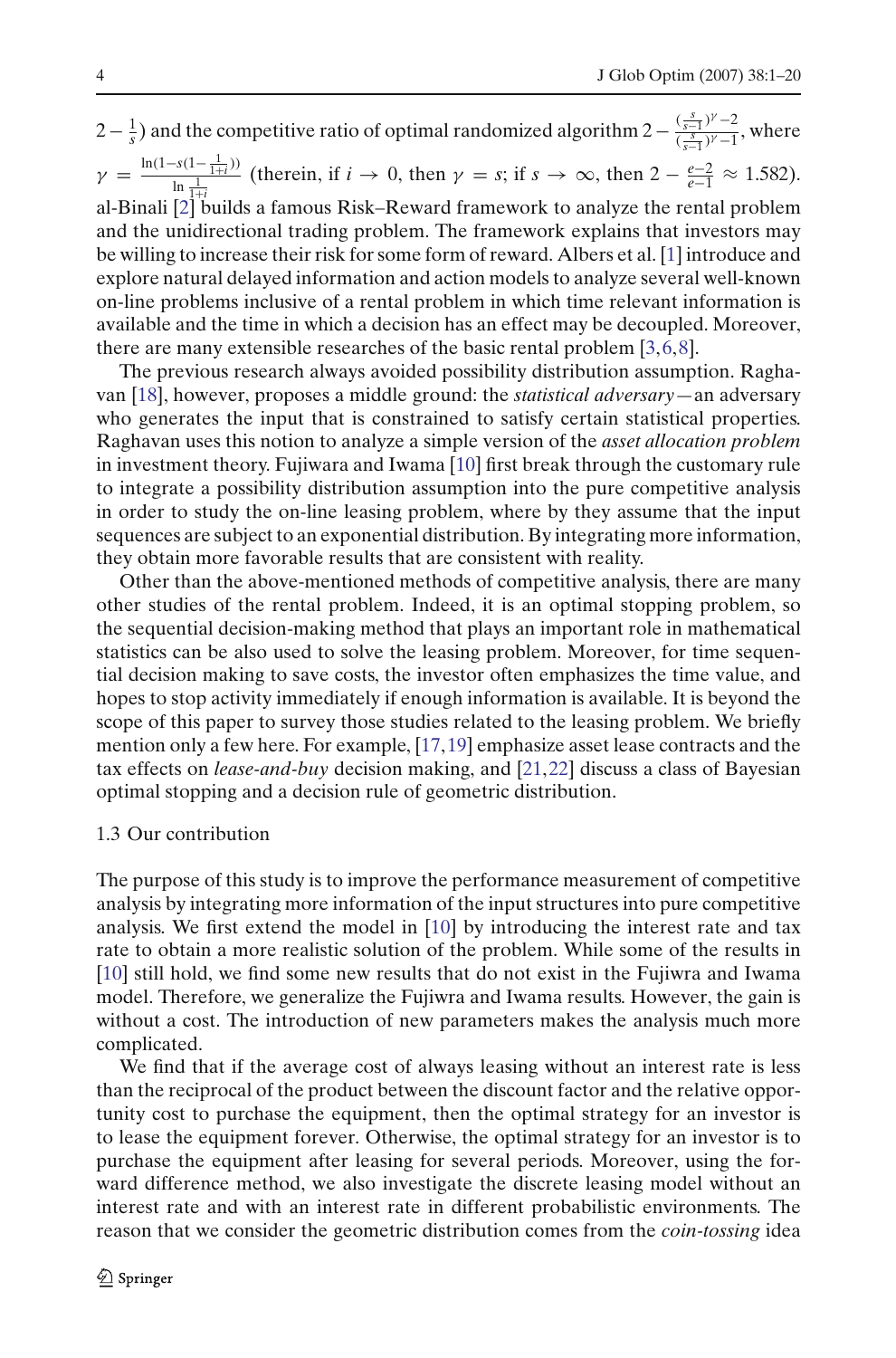$2 - \frac{1}{s}$) and the competitive ratio of optimal randomized algorithm $2 - \frac{(\frac{s}{s-1})^{\gamma} - 2}{(\frac{s}{s-1})^{\gamma} - 1}$, where $\gamma = \frac{\ln(1 - s(1 - \frac{1}{1+i}))}{\ln \frac{1}{1+i}}$ (therein, if $i \to 0$, then $\gamma = s$; if $s \to \infty$, then $2 - \frac{e-2}{e-1} \approx 1.582$). al-Binali [2] builds a famous Risk–Reward framework to analyze the rental problem and the unidirectional trading problem. The framework explains that investors may be willing to increase their risk for some form of reward. Albers et al. [1] introduce and explore natural delayed information and action models to analyze several well-known on-line problems inclusive of a rental problem in which time relevant information is available and the time in which a decision has an effect may be decoupled. Moreover, there are many extensible researches of the basic rental problem [3,6,8].

The previous research always avoided possibility distribution assumption. Raghavan [18], however, proposes a middle ground: the *statistical adversary*—an adversary who generates the input that is constrained to satisfy certain statistical properties. Raghavan uses this notion to analyze a simple version of the *asset allocation problem* in investment theory. Fujiwara and Iwama [10] first break through the customary rule to integrate a possibility distribution assumption into the pure competitive analysis in order to study the on-line leasing problem, where by they assume that the input sequences are subject to an exponential distribution. By integrating more information, they obtain more favorable results that are consistent with reality.

Other than the above-mentioned methods of competitive analysis, there are many other studies of the rental problem. Indeed, it is an optimal stopping problem, so the sequential decision-making method that plays an important role in mathematical statistics can be also used to solve the leasing problem. Moreover, for time sequential decision making to save costs, the investor often emphasizes the time value, and hopes to stop activity immediately if enough information is available. It is beyond the scope of this paper to survey those studies related to the leasing problem. We briefly mention only a few here. For example, [17,19] emphasize asset lease contracts and the tax effects on *lease-and-buy* decision making, and [21,22] discuss a class of Bayesian optimal stopping and a decision rule of geometric distribution.

### 1.3 Our contribution

The purpose of this study is to improve the performance measurement of competitive analysis by integrating more information of the input structures into pure competitive analysis. We first extend the model in [10] by introducing the interest rate and tax rate to obtain a more realistic solution of the problem. While some of the results in [10] still hold, we find some new results that do not exist in the Fujiwra and Iwama model. Therefore, we generalize the Fujiwra and Iwama results. However, the gain is without a cost. The introduction of new parameters makes the analysis much more complicated.

We find that if the average cost of always leasing without an interest rate is less than the reciprocal of the product between the discount factor and the relative opportunity cost to purchase the equipment, then the optimal strategy for an investor is to lease the equipment forever. Otherwise, the optimal strategy for an investor is to purchase the equipment after leasing for several periods. Moreover, using the forward difference method, we also investigate the discrete leasing model without an interest rate and with an interest rate in different probabilistic environments. The reason that we consider the geometric distribution comes from the *coin-tossing* idea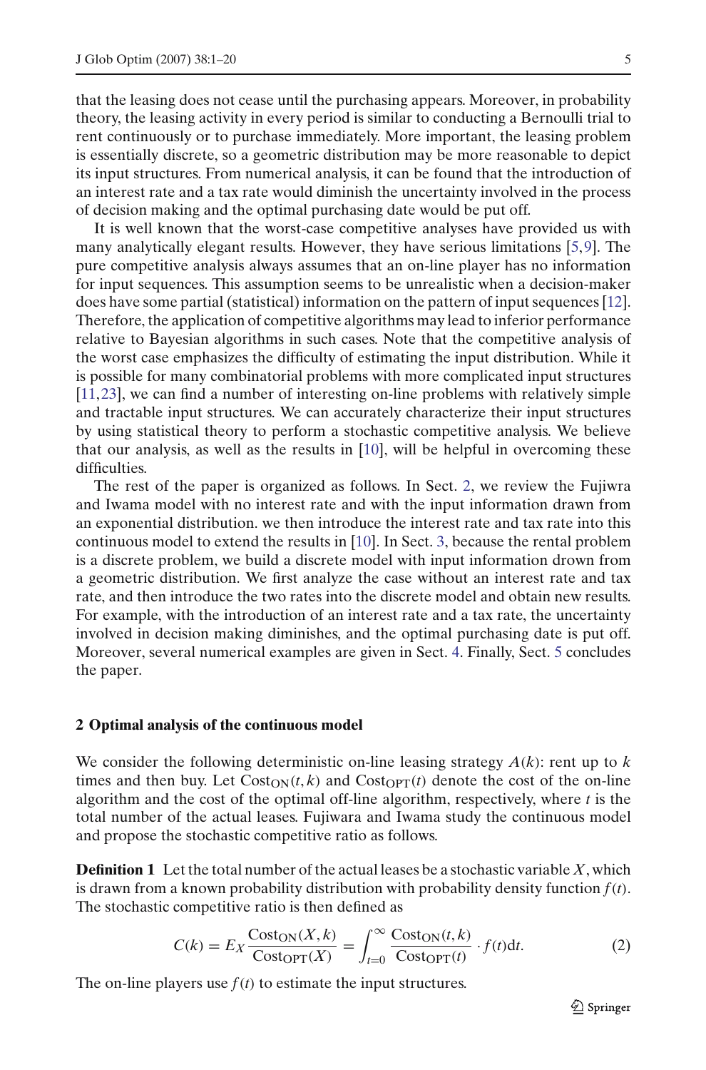that the leasing does not cease until the purchasing appears. Moreover, in probability theory, the leasing activity in every period is similar to conducting a Bernoulli trial to rent continuously or to purchase immediately. More important, the leasing problem is essentially discrete, so a geometric distribution may be more reasonable to depict its input structures. From numerical analysis, it can be found that the introduction of an interest rate and a tax rate would diminish the uncertainty involved in the process of decision making and the optimal purchasing date would be put off.

It is well known that the worst-case competitive analyses have provided us with many analytically elegant results. However, they have serious limitations [5,9]. The pure competitive analysis always assumes that an on-line player has no information for input sequences. This assumption seems to be unrealistic when a decision-maker does have some partial (statistical) information on the pattern of input sequences [12]. Therefore, the application of competitive algorithms may lead to inferior performance relative to Bayesian algorithms in such cases. Note that the competitive analysis of the worst case emphasizes the difficulty of estimating the input distribution. While it is possible for many combinatorial problems with more complicated input structures [11,23], we can find a number of interesting on-line problems with relatively simple and tractable input structures. We can accurately characterize their input structures by using statistical theory to perform a stochastic competitive analysis. We believe that our analysis, as well as the results in [10], will be helpful in overcoming these difficulties.

The rest of the paper is organized as follows. In Sect. 2, we review the Fujiwra and Iwama model with no interest rate and with the input information drawn from an exponential distribution. we then introduce the interest rate and tax rate into this continuous model to extend the results in [10]. In Sect. 3, because the rental problem is a discrete problem, we build a discrete model with input information drown from a geometric distribution. We first analyze the case without an interest rate and tax rate, and then introduce the two rates into the discrete model and obtain new results. For example, with the introduction of an interest rate and a tax rate, the uncertainty involved in decision making diminishes, and the optimal purchasing date is put off. Moreover, several numerical examples are given in Sect. 4. Finally, Sect. 5 concludes the paper.

## 2 Optimal analysis of the continuous model

We consider the following deterministic on-line leasing strategy $A(k)$: rent up to $k$ times and then buy. Let $\mathrm{Cost}_{\mathrm{ON}}(t,k)$ and $\mathrm{Cost}_{\mathrm{OPT}}(t)$ denote the cost of the on-line algorithm and the cost of the optimal off-line algorithm, respectively, where $t$ is the total number of the actual leases. Fujiwara and Iwama study the continuous model and propose the stochastic competitive ratio as follows.

**Definition 1** Let the total number of the actual leases be a stochastic variable $X$, which is drawn from a known probability distribution with probability density function $f(t)$. The stochastic competitive ratio is then defined as

$$C(k) = E_X \frac{\mathrm{Cost}_{\mathrm{ON}}(X,k)}{\mathrm{Cost}_{\mathrm{OPT}}(X)} = \int_{t=0}^{\infty} \frac{\mathrm{Cost}_{\mathrm{ON}}(t,k)}{\mathrm{Cost}_{\mathrm{OPT}}(t)} \cdot f(t)\mathrm{d}t. \tag{2}$$

The on-line players use $f(t)$ to estimate the input structures.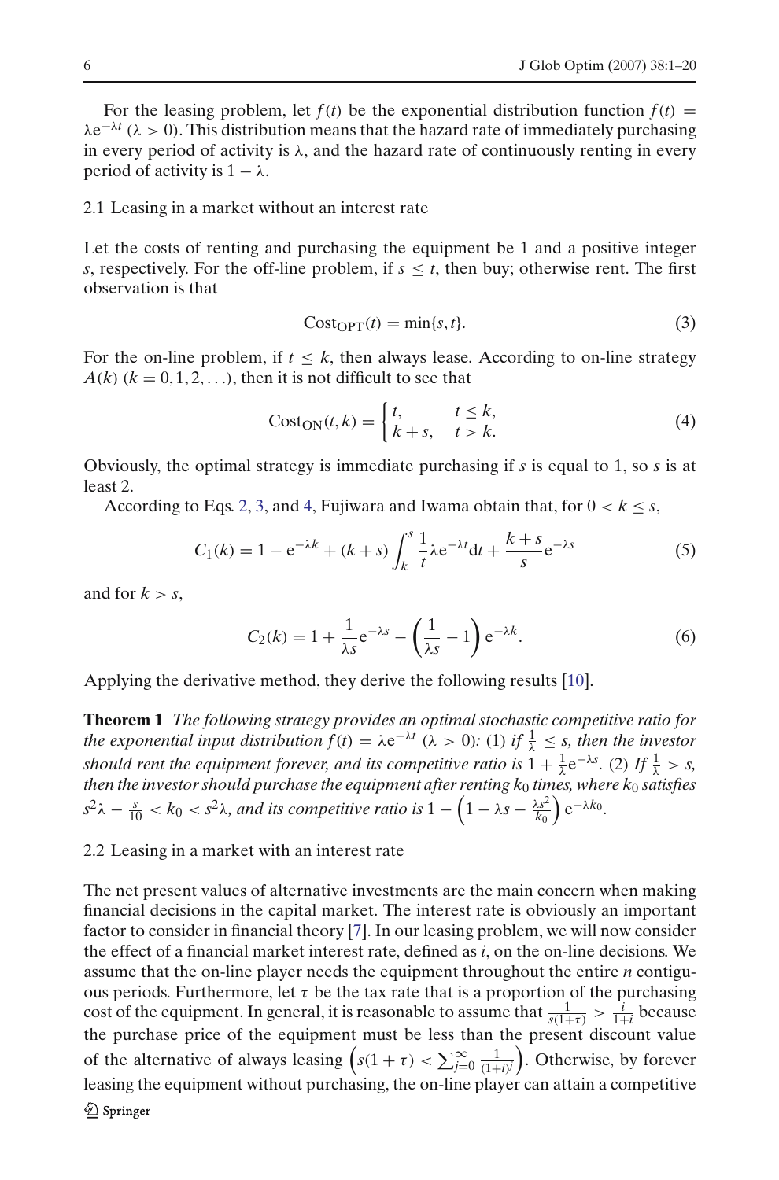For the leasing problem, let $f(t)$ be the exponential distribution function $f(t) = \lambda e^{-\lambda t}$ ($\lambda > 0$). This distribution means that the hazard rate of immediately purchasing in every period of activity is $\lambda$, and the hazard rate of continuously renting in every period of activity is $1 - \lambda$.

## 2.1 Leasing in a market without an interest rate

Let the costs of renting and purchasing the equipment be 1 and a positive integer $s$, respectively. For the off-line problem, if $s \leq t$, then buy; otherwise rent. The first observation is that

$$\text{Cost}_{\text{OPT}}(t) = \min\{s, t\}. \tag{3}$$

For the on-line problem, if $t \leq k$, then always lease. According to on-line strategy $A(k)$ ($k = 0, 1, 2, \ldots$), then it is not difficult to see that

$$\text{Cost}_{\text{ON}}(t, k) = \begin{cases} t, & t \leq k, \\ k + s, & t > k. \end{cases} \tag{4}$$

Obviously, the optimal strategy is immediate purchasing if $s$ is equal to 1, so $s$ is at least 2.

According to Eqs. 2, 3, and 4, Fujiwara and Iwama obtain that, for $0 < k \leq s$,

$$C_1(k) = 1 - e^{-\lambda k} + (k + s) \int_k^s \frac{1}{t} \lambda e^{-\lambda t} \mathrm{d}t + \frac{k + s}{s} e^{-\lambda s} \tag{5}$$

and for $k > s$,

$$C_2(k) = 1 + \frac{1}{\lambda s} e^{-\lambda s} - \left( \frac{1}{\lambda s} - 1 \right) e^{-\lambda k}. \tag{6}$$

Applying the derivative method, they derive the following results [10].

**Theorem 1** *The following strategy provides an optimal stochastic competitive ratio for the exponential input distribution $f(t) = \lambda e^{-\lambda t}$ ($\lambda > 0$): (1) if $\frac{1}{\lambda} \leq s$, then the investor should rent the equipment forever, and its competitive ratio is $1 + \frac{1}{\lambda} e^{-\lambda s}$. (2) If $\frac{1}{\lambda} > s$, then the investor should purchase the equipment after renting $k_0$ times, where $k_0$ satisfies $s^2 \lambda - \frac{s}{10} < k_0 < s^2 \lambda$, and its competitive ratio is $1 - \left(1 - \lambda s - \frac{\lambda s^2}{k_0}\right) e^{-\lambda k_0}$.*

## 2.2 Leasing in a market with an interest rate

The net present values of alternative investments are the main concern when making financial decisions in the capital market. The interest rate is obviously an important factor to consider in financial theory [7]. In our leasing problem, we will now consider the effect of a financial market interest rate, defined as $i$, on the on-line decisions. We assume that the on-line player needs the equipment throughout the entire $n$ contiguous periods. Furthermore, let $\tau$ be the tax rate that is a proportion of the purchasing cost of the equipment. In general, it is reasonable to assume that $\frac{1}{s(1+\tau)} > \frac{i}{1+i}$ because the purchase price of the equipment must be less than the present discount value of the alternative of always leasing $\left(s(1 + \tau) < \sum_{j=0}^{\infty} \frac{1}{(1+i)^j}\right)$. Otherwise, by forever leasing the equipment without purchasing, the on-line player can attain a competitive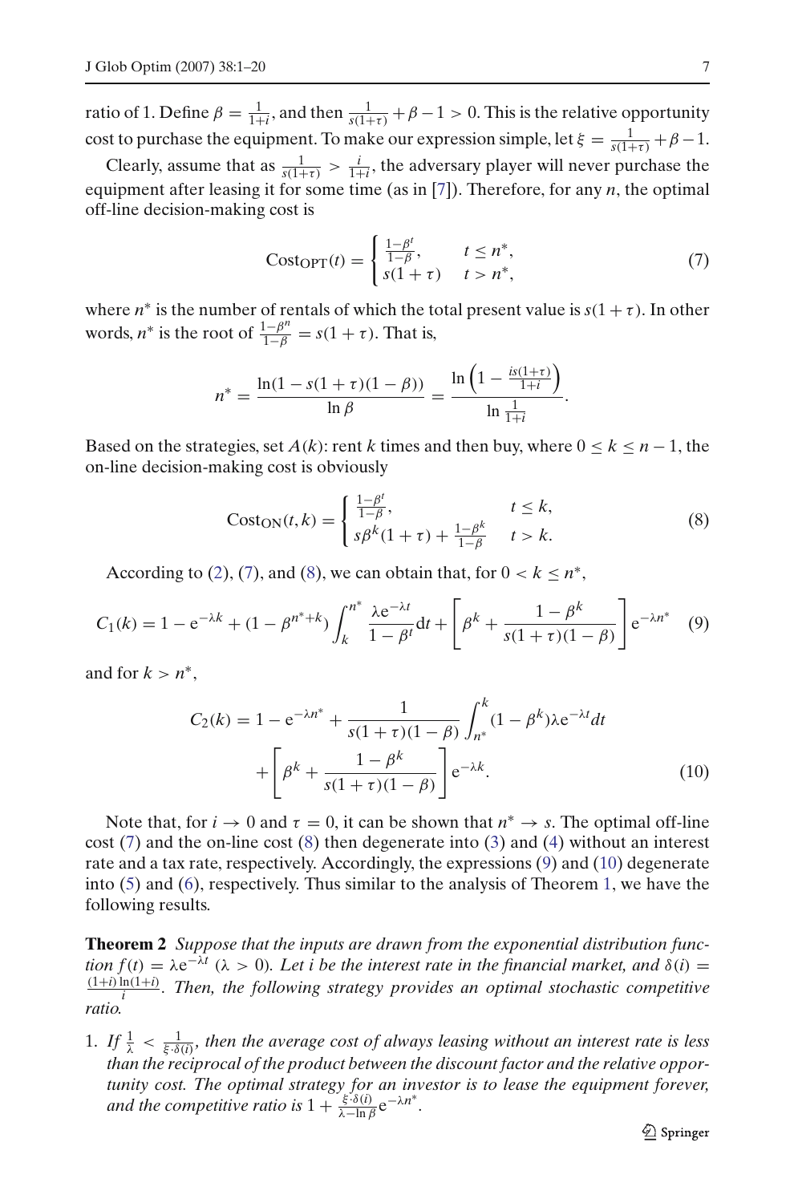ratio of 1. Define $\beta = \frac{1}{1+i}$, and then $\frac{1}{s(1+\tau)} + \beta - 1 > 0$. This is the relative opportunity cost to purchase the equipment. To make our expression simple, let $\xi = \frac{1}{s(1+\tau)} + \beta - 1$.

Clearly, assume that as $\frac{1}{s(1+\tau)} > \frac{i}{1+i}$, the adversary player will never purchase the equipment after leasing it for some time (as in [7]). Therefore, for any $n$, the optimal off-line decision-making cost is

$$
\text{Cost}_{\text{OPT}}(t) = \begin{cases} \frac{1-\beta^t}{1-\beta}, & t \leq n^*, \\ s(1+\tau) & t > n^*, \end{cases} \tag{7}
$$

where $n^*$ is the number of rentals of which the total present value is $s(1+\tau)$. In other words, $n^*$ is the root of $\frac{1-\beta^n}{1-\beta} = s(1+\tau)$. That is,

$$
n^* = \frac{\ln(1 - s(1+\tau)(1-\beta))}{\ln \beta} = \frac{\ln\left(1 - \frac{is(1+\tau)}{1+i}\right)}{\ln \frac{1}{1+i}}.
$$

Based on the strategies, set $A(k)$: rent $k$ times and then buy, where $0 \leq k \leq n-1$, the on-line decision-making cost is obviously

$$
\text{Cost}_{\text{ON}}(t,k) = \begin{cases} \frac{1-\beta^t}{1-\beta}, & t \leq k, \\ s\beta^k(1+\tau) + \frac{1-\beta^k}{1-\beta} & t > k. \end{cases} \tag{8}
$$

According to (2), (7), and (8), we can obtain that, for $0 < k \leq n^*$,

$$
C_1(k) = 1 - \mathrm{e}^{-\lambda k} + (1 - \beta^{n^*+k}) \int_k^{n^*} \frac{\lambda \mathrm{e}^{-\lambda t}}{1-\beta^t} \mathrm{d}t + \left[\beta^k + \frac{1-\beta^k}{s(1+\tau)(1-\beta)}\right] \mathrm{e}^{-\lambda n^*} \tag{9}
$$

and for $k > n^*$,

$$
\begin{aligned}
C_2(k) = 1 - \mathrm{e}^{-\lambda n^*} &+ \frac{1}{s(1+\tau)(1-\beta)} \int_{n^*}^{k} (1-\beta^k)\lambda \mathrm{e}^{-\lambda t} dt \\
&+ \left[\beta^k + \frac{1-\beta^k}{s(1+\tau)(1-\beta)}\right] \mathrm{e}^{-\lambda k}.
\end{aligned} \tag{10}
$$

Note that, for $i \to 0$ and $\tau = 0$, it can be shown that $n^* \to s$. The optimal off-line cost (7) and the on-line cost (8) then degenerate into (3) and (4) without an interest rate and a tax rate, respectively. Accordingly, the expressions (9) and (10) degenerate into (5) and (6), respectively. Thus similar to the analysis of Theorem 1, we have the following results.

**Theorem 2** *Suppose that the inputs are drawn from the exponential distribution function $f(t) = \lambda \mathrm{e}^{-\lambda t}$ ($\lambda > 0$). Let $i$ be the interest rate in the financial market, and $\delta(i) = \frac{(1+i)\ln(1+i)}{i}$. Then, the following strategy provides an optimal stochastic competitive ratio.*

1. *If $\frac{1}{\lambda} < \frac{1}{\xi \cdot \delta(i)}$, then the average cost of always leasing without an interest rate is less than the reciprocal of the product between the discount factor and the relative opportunity cost. The optimal strategy for an investor is to lease the equipment forever, and the competitive ratio is $1 + \frac{\xi \cdot \delta(i)}{\lambda - \ln \beta} \mathrm{e}^{-\lambda n^*}$.*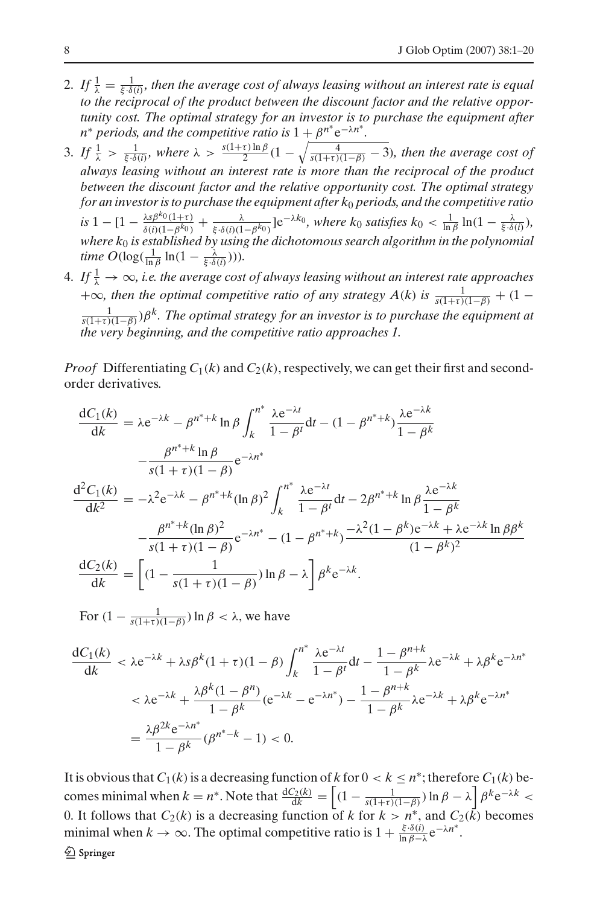2. *If $\frac{1}{\lambda} = \frac{1}{\xi \cdot \delta(i)}$, then the average cost of always leasing without an interest rate is equal to the reciprocal of the product between the discount factor and the relative opportunity cost. The optimal strategy for an investor is to purchase the equipment after $n^*$ periods, and the competitive ratio is $1 + \beta^{n^*} e^{-\lambda n^*}$.*
3. *If $\frac{1}{\lambda} > \frac{1}{\xi \cdot \delta(i)}$, where $\lambda > \frac{s(1+\tau)\ln\beta}{2}(1 - \sqrt{\frac{4}{s(1+\tau)(1-\beta)} - 3})$, then the average cost of always leasing without an interest rate is more than the reciprocal of the product between the discount factor and the relative opportunity cost. The optimal strategy for an investor is to purchase the equipment after $k_0$ periods, and the competitive ratio is $1 - [1 - \frac{\lambda s \beta^{k_0}(1+\tau)}{\delta(i)(1-\beta^{k_0})} + \frac{\lambda}{\xi \cdot \delta(i)(1-\beta^{k_0})}]e^{-\lambda k_0}$, where $k_0$ satisfies $k_0 < \frac{1}{\ln\beta}\ln(1 - \frac{\lambda}{\xi \cdot \delta(i)})$, where $k_0$ is established by using the dichotomous search algorithm in the polynomial time $O(\log(\frac{1}{\ln\beta}\ln(1 - \frac{\lambda}{\xi \cdot \delta(i)})))$.*
4. *If $\frac{1}{\lambda} \to \infty$, i.e. the average cost of always leasing without an interest rate approaches $+\infty$, then the optimal competitive ratio of any strategy $A(k)$ is $\frac{1}{s(1+\tau)(1-\beta)} + (1 - \frac{1}{s(1+\tau)(1-\beta)})\beta^k$. The optimal strategy for an investor is to purchase the equipment at the very beginning, and the competitive ratio approaches 1.*

*Proof* Differentiating $C_1(k)$ and $C_2(k)$, respectively, we can get their first and second-order derivatives.

$$\frac{dC_1(k)}{dk} = \lambda e^{-\lambda k} - \beta^{n^*+k}\ln\beta \int_k^{n^*} \frac{\lambda e^{-\lambda t}}{1-\beta^t}dt - (1-\beta^{n^*+k})\frac{\lambda e^{-\lambda k}}{1-\beta^k} - \frac{\beta^{n^*+k}\ln\beta}{s(1+\tau)(1-\beta)}e^{-\lambda n^*}$$

$$\frac{d^2C_1(k)}{dk^2} = -\lambda^2 e^{-\lambda k} - \beta^{n^*+k}(\ln\beta)^2 \int_k^{n^*} \frac{\lambda e^{-\lambda t}}{1-\beta^t}dt - 2\beta^{n^*+k}\ln\beta\frac{\lambda e^{-\lambda k}}{1-\beta^k} - \frac{\beta^{n^*+k}(\ln\beta)^2}{s(1+\tau)(1-\beta)}e^{-\lambda n^*} - (1-\beta^{n^*+k})\frac{-\lambda^2(1-\beta^k)e^{-\lambda k} + \lambda e^{-\lambda k}\ln\beta\beta\beta^k}{(1-\beta^k)^2}$$

$$\frac{dC_2(k)}{dk} = \left[(1 - \frac{1}{s(1+\tau)(1-\beta)})\ln\beta - \lambda\right]\beta^k e^{-\lambda k}.$$

For $(1 - \frac{1}{s(1+\tau)(1-\beta)})\ln\beta < \lambda$, we have

$$\begin{aligned}
\frac{dC_1(k)}{dk} &< \lambda e^{-\lambda k} + \lambda s\beta^k(1+\tau)(1-\beta)\int_k^{n^*} \frac{\lambda e^{-\lambda t}}{1-\beta^t}dt - \frac{1-\beta^{n+k}}{1-\beta^k}\lambda e^{-\lambda k} + \lambda\beta^k e^{-\lambda n^*} \\
&< \lambda e^{-\lambda k} + \frac{\lambda\beta^k(1-\beta^n)}{1-\beta^k}(e^{-\lambda k} - e^{-\lambda n^*}) - \frac{1-\beta^{n+k}}{1-\beta^k}\lambda e^{-\lambda k} + \lambda\beta^k e^{-\lambda n^*} \\
&= \frac{\lambda\beta^{2k}e^{-\lambda n^*}}{1-\beta^k}(\beta^{n^*-k} - 1) < 0.
\end{aligned}$$

It is obvious that $C_1(k)$ is a decreasing function of $k$ for $0 < k \leq n^*$; therefore $C_1(k)$ becomes minimal when $k = n^*$. Note that $\frac{dC_2(k)}{dk} = \left[(1 - \frac{1}{s(1+\tau)(1-\beta)})\ln\beta - \lambda\right]\beta^k e^{-\lambda k} < 0$. It follows that $C_2(k)$ is a decreasing function of $k$ for $k > n^*$, and $C_2(k)$ becomes minimal when $k \to \infty$. The optimal competitive ratio is $1 + \frac{\xi \cdot \delta(i)}{\ln\beta - \lambda}e^{-\lambda n^*}$.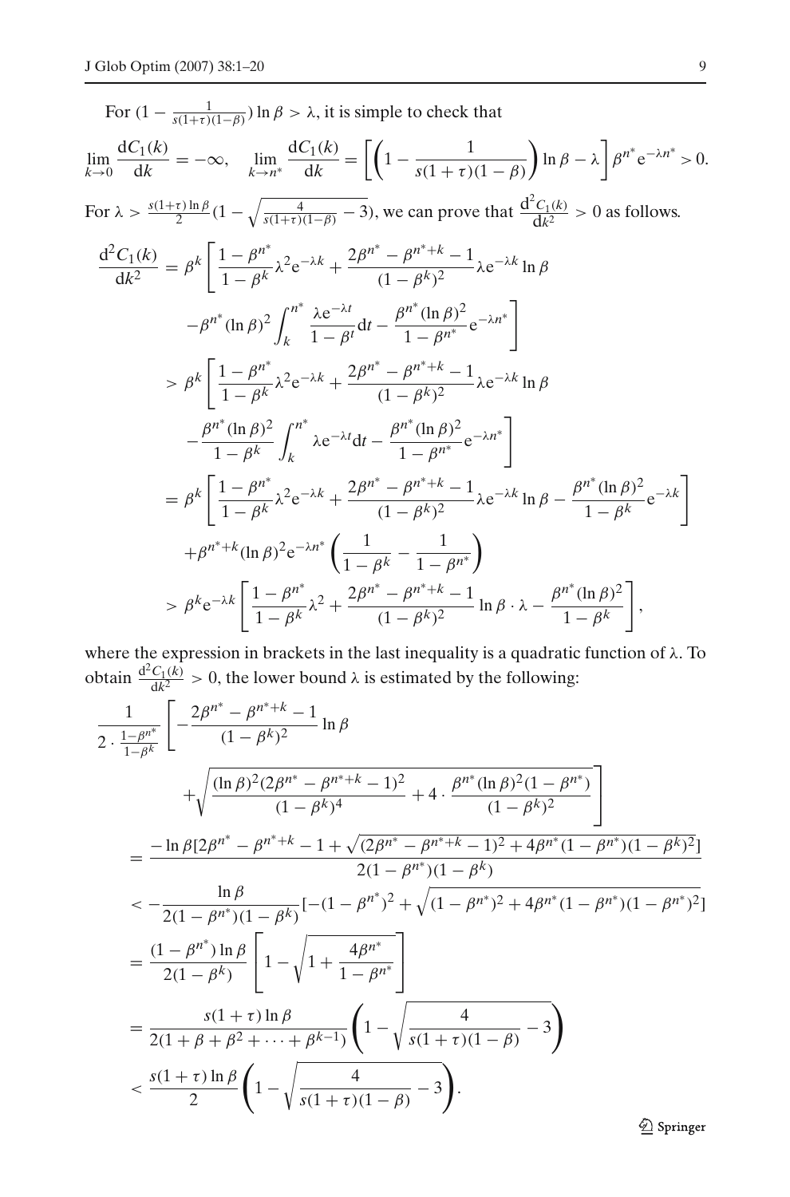For $(1 - \frac{1}{s(1+\tau)(1-\beta)}) \ln \beta > \lambda$, it is simple to check that

$$\lim_{k \to 0} \frac{\mathrm{d}C_1(k)}{\mathrm{d}k} = -\infty, \quad \lim_{k \to n^*} \frac{\mathrm{d}C_1(k)}{\mathrm{d}k} = \left[ \left( 1 - \frac{1}{s(1+\tau)(1-\beta)} \right) \ln \beta - \lambda \right] \beta^{n^*} \mathrm{e}^{-\lambda n^*} > 0.$$

For $\lambda > \frac{s(1+\tau)\ln\beta}{2}(1 - \sqrt{\frac{4}{s(1+\tau)(1-\beta)} - 3})$, we can prove that $\frac{\mathrm{d}^2 C_1(k)}{\mathrm{d}k^2} > 0$ as follows.

$$\begin{aligned}
\frac{\mathrm{d}^2 C_1(k)}{\mathrm{d}k^2} &= \beta^k \left[ \frac{1-\beta^{n^*}}{1-\beta^k} \lambda^2 \mathrm{e}^{-\lambda k} + \frac{2\beta^{n^*} - \beta^{n^*+k} - 1}{(1-\beta^k)^2} \lambda \mathrm{e}^{-\lambda k} \ln \beta \right. \\
&\quad \left. - \beta^{n^*} (\ln \beta)^2 \int_k^{n^*} \frac{\lambda \mathrm{e}^{-\lambda t}}{1-\beta^t} \mathrm{d}t - \frac{\beta^{n^*}(\ln\beta)^2}{1-\beta^{n^*}} \mathrm{e}^{-\lambda n^*} \right] \\
&> \beta^k \left[ \frac{1-\beta^{n^*}}{1-\beta^k} \lambda^2 \mathrm{e}^{-\lambda k} + \frac{2\beta^{n^*} - \beta^{n^*+k} - 1}{(1-\beta^k)^2} \lambda \mathrm{e}^{-\lambda k} \ln \beta \right. \\
&\quad \left. - \frac{\beta^{n^*} (\ln \beta)^2}{1-\beta^k} \int_k^{n^*} \lambda \mathrm{e}^{-\lambda t} \mathrm{d}t - \frac{\beta^{n^*}(\ln\beta)^2}{1-\beta^{n^*}} \mathrm{e}^{-\lambda n^*} \right] \\
&= \beta^k \left[ \frac{1-\beta^{n^*}}{1-\beta^k} \lambda^2 \mathrm{e}^{-\lambda k} + \frac{2\beta^{n^*} - \beta^{n^*+k} - 1}{(1-\beta^k)^2} \lambda \mathrm{e}^{-\lambda k} \ln \beta - \frac{\beta^{n^*}(\ln\beta)^2}{1-\beta^k} \mathrm{e}^{-\lambda k} \right] \\
&\quad + \beta^{n^*+k} (\ln\beta)^2 \mathrm{e}^{-\lambda n^*} \left( \frac{1}{1-\beta^k} - \frac{1}{1-\beta^{n^*}} \right) \\
&> \beta^k \mathrm{e}^{-\lambda k} \left[ \frac{1-\beta^{n^*}}{1-\beta^k} \lambda^2 + \frac{2\beta^{n^*} - \beta^{n^*+k} - 1}{(1-\beta^k)^2} \ln \beta \cdot \lambda - \frac{\beta^{n^*}(\ln\beta)^2}{1-\beta^k} \right],
\end{aligned}$$

where the expression in brackets in the last inequality is a quadratic function of $\lambda$. To obtain $\frac{\mathrm{d}^2 C_1(k)}{\mathrm{d}k^2} > 0$, the lower bound $\lambda$ is estimated by the following:

$$\begin{aligned}
&\frac{1}{2 \cdot \frac{1-\beta^{n^*}}{1-\beta^k}} \left[ -\frac{2\beta^{n^*} - \beta^{n^*+k} - 1}{(1-\beta^k)^2} \ln \beta \right. \\
&\qquad \left. + \sqrt{\frac{(\ln\beta)^2 (2\beta^{n^*} - \beta^{n^*+k} - 1)^2}{(1-\beta^k)^4} + 4 \cdot \frac{\beta^{n^*}(\ln\beta)^2(1-\beta^{n^*})}{(1-\beta^k)^2}} \right] \\
&= \frac{-\ln\beta [2\beta^{n^*} - \beta^{n^*+k} - 1 + \sqrt{(2\beta^{n^*} - \beta^{n^*+k} - 1)^2 + 4\beta^{n^*}(1-\beta^{n^*})(1-\beta^k)^2}]}{2(1-\beta^{n^*})(1-\beta^k)} \\
&< -\frac{\ln\beta}{2(1-\beta^{n^*})(1-\beta^k)} [-(1-\beta^{n^*})^2 + \sqrt{(1-\beta^{n^*})^2 + 4\beta^{n^*}(1-\beta^{n^*})(1-\beta^{n^*})^2}] \\
&= \frac{(1-\beta^{n^*})\ln\beta}{2(1-\beta^k)} \left[ 1 - \sqrt{1 + \frac{4\beta^{n^*}}{1-\beta^{n^*}}} \right] \\
&= \frac{s(1+\tau)\ln\beta}{2(1+\beta+\beta^2+\cdots+\beta^{k-1})} \left( 1 - \sqrt{\frac{4}{s(1+\tau)(1-\beta)} - 3} \right) \\
&< \frac{s(1+\tau)\ln\beta}{2} \left( 1 - \sqrt{\frac{4}{s(1+\tau)(1-\beta)} - 3} \right).
\end{aligned}$$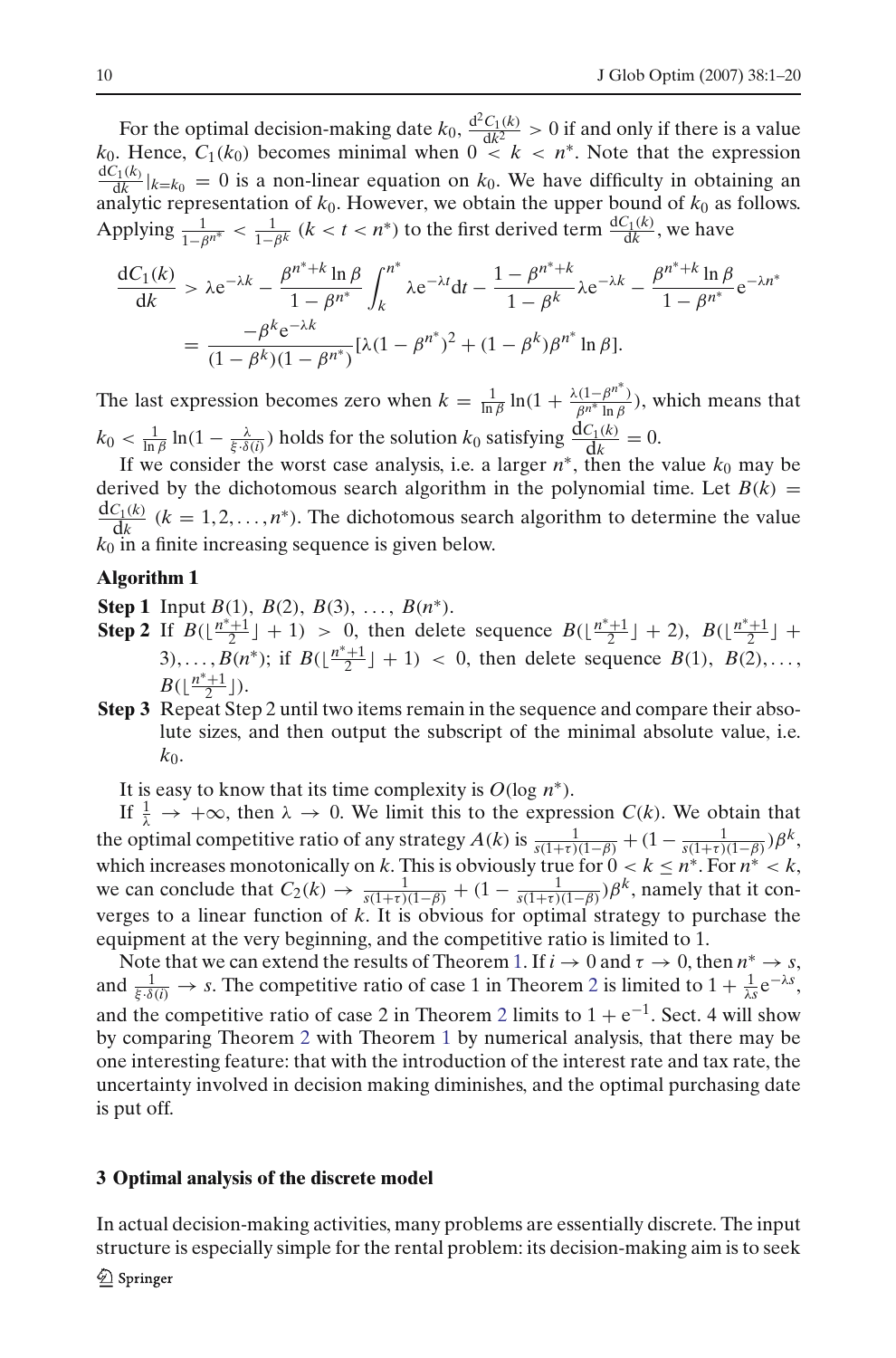For the optimal decision-making date $k_0$, $\frac{d^2C_1(k)}{dk^2} > 0$ if and only if there is a value $k_0$. Hence, $C_1(k_0)$ becomes minimal when $0 < k < n^*$. Note that the expression $\frac{dC_1(k)}{dk}|_{k=k_0} = 0$ is a non-linear equation on $k_0$. We have difficulty in obtaining an analytic representation of $k_0$. However, we obtain the upper bound of $k_0$ as follows. Applying $\frac{1}{1-\beta^{n^*}} < \frac{1}{1-\beta^k}$ $(k < t < n^*)$ to the first derived term $\frac{dC_1(k)}{dk}$, we have

$$\frac{dC_1(k)}{dk} > \lambda e^{-\lambda k} - \frac{\beta^{n^*+k}\ln\beta}{1-\beta^{n^*}}\int_k^{n^*}\lambda e^{-\lambda t}dt - \frac{1-\beta^{n^*+k}}{1-\beta^k}\lambda e^{-\lambda k} - \frac{\beta^{n^*+k}\ln\beta}{1-\beta^{n^*}}e^{-\lambda n^*}$$
$$= \frac{-\beta^k e^{-\lambda k}}{(1-\beta^k)(1-\beta^{n^*})}[\lambda(1-\beta^{n^*})^2 + (1-\beta^k)\beta^{n^*}\ln\beta].$$

The last expression becomes zero when $k = \frac{1}{\ln\beta}\ln(1 + \frac{\lambda(1-\beta^{n^*})}{\beta^{n^*}\ln\beta})$, which means that $k_0 < \frac{1}{\ln\beta}\ln(1 - \frac{\lambda}{\xi\cdot\delta(i)})$ holds for the solution $k_0$ satisfying $\frac{dC_1(k)}{dk} = 0$.

If we consider the worst case analysis, i.e. a larger $n^*$, then the value $k_0$ may be derived by the dichotomous search algorithm in the polynomial time. Let $B(k) = \frac{dC_1(k)}{dk}$ $(k = 1, 2, \ldots, n^*)$. The dichotomous search algorithm to determine the value $k_0$ in a finite increasing sequence is given below.

**Algorithm 1**

**Step 1** Input $B(1)$, $B(2)$, $B(3)$, $\ldots$, $B(n^*)$.

**Step 2** If $B(\lfloor\frac{n^*+1}{2}\rfloor + 1) > 0$, then delete sequence $B(\lfloor\frac{n^*+1}{2}\rfloor + 2)$, $B(\lfloor\frac{n^*+1}{2}\rfloor + 3), \ldots, B(n^*)$; if $B(\lfloor\frac{n^*+1}{2}\rfloor + 1) < 0$, then delete sequence $B(1)$, $B(2), \ldots$, $B(\lfloor\frac{n^*+1}{2}\rfloor)$.

**Step 3** Repeat Step 2 until two items remain in the sequence and compare their absolute sizes, and then output the subscript of the minimal absolute value, i.e. $k_0$.

It is easy to know that its time complexity is $O(\log n^*)$.

If $\frac{1}{\lambda} \to +\infty$, then $\lambda \to 0$. We limit this to the expression $C(k)$. We obtain that the optimal competitive ratio of any strategy $A(k)$ is $\frac{1}{s(1+\tau)(1-\beta)} + (1 - \frac{1}{s(1+\tau)(1-\beta)})\beta^k$, which increases monotonically on $k$. This is obviously true for $0 < k \leq n^*$. For $n^* < k$, we can conclude that $C_2(k) \to \frac{1}{s(1+\tau)(1-\beta)} + (1 - \frac{1}{s(1+\tau)(1-\beta)})\beta^k$, namely that it converges to a linear function of $k$. It is obvious for optimal strategy to purchase the equipment at the very beginning, and the competitive ratio is limited to 1.

Note that we can extend the results of Theorem 1. If $i \to 0$ and $\tau \to 0$, then $n^* \to s$, and $\frac{1}{\xi\cdot\delta(i)} \to s$. The competitive ratio of case 1 in Theorem 2 is limited to $1 + \frac{1}{\lambda s}e^{-\lambda s}$, and the competitive ratio of case 2 in Theorem 2 limits to $1 + e^{-1}$. Sect. 4 will show by comparing Theorem 2 with Theorem 1 by numerical analysis, that there may be one interesting feature: that with the introduction of the interest rate and tax rate, the uncertainty involved in decision making diminishes, and the optimal purchasing date is put off.

## 3 Optimal analysis of the discrete model

In actual decision-making activities, many problems are essentially discrete. The input structure is especially simple for the rental problem: its decision-making aim is to seek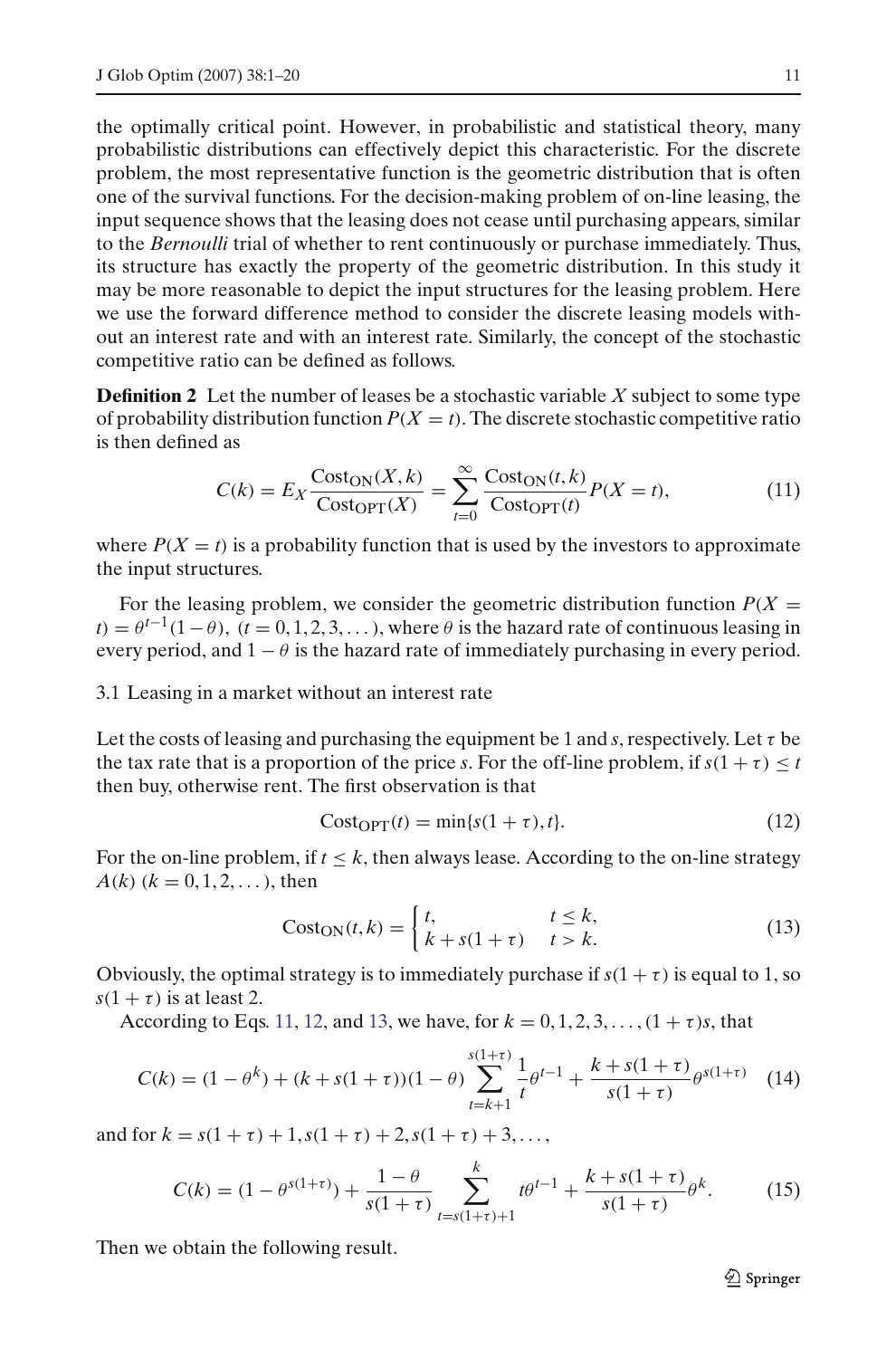the optimally critical point. However, in probabilistic and statistical theory, many probabilistic distributions can effectively depict this characteristic. For the discrete problem, the most representative function is the geometric distribution that is often one of the survival functions. For the decision-making problem of on-line leasing, the input sequence shows that the leasing does not cease until purchasing appears, similar to the *Bernoulli* trial of whether to rent continuously or purchase immediately. Thus, its structure has exactly the property of the geometric distribution. In this study it may be more reasonable to depict the input structures for the leasing problem. Here we use the forward difference method to consider the discrete leasing models without an interest rate and with an interest rate. Similarly, the concept of the stochastic competitive ratio can be defined as follows.

**Definition 2** Let the number of leases be a stochastic variable $X$ subject to some type of probability distribution function $P(X = t)$. The discrete stochastic competitive ratio is then defined as

$$C(k) = E_X \frac{\text{Cost}_{\text{ON}}(X,k)}{\text{Cost}_{\text{OPT}}(X)} = \sum_{t=0}^{\infty} \frac{\text{Cost}_{\text{ON}}(t,k)}{\text{Cost}_{\text{OPT}}(t)} P(X=t), \tag{11}$$

where $P(X = t)$ is a probability function that is used by the investors to approximate the input structures.

For the leasing problem, we consider the geometric distribution function $P(X = t) = \theta^{t-1}(1-\theta)$, $(t = 0, 1, 2, 3, \dots)$, where $\theta$ is the hazard rate of continuous leasing in every period, and $1-\theta$ is the hazard rate of immediately purchasing in every period.

3.1 Leasing in a market without an interest rate

Let the costs of leasing and purchasing the equipment be 1 and $s$, respectively. Let $\tau$ be the tax rate that is a proportion of the price $s$. For the off-line problem, if $s(1+\tau) \le t$ then buy, otherwise rent. The first observation is that

$$\text{Cost}_{\text{OPT}}(t) = \min\{s(1+\tau), t\}. \tag{12}$$

For the on-line problem, if $t \le k$, then always lease. According to the on-line strategy $A(k)$ $(k = 0, 1, 2, \dots)$, then

$$\text{Cost}_{\text{ON}}(t,k) = \begin{cases} t, & t \le k, \\ k + s(1+\tau) & t > k. \end{cases} \tag{13}$$

Obviously, the optimal strategy is to immediately purchase if $s(1+\tau)$ is equal to 1, so $s(1+\tau)$ is at least 2.

According to Eqs. 11, 12, and 13, we have, for $k = 0, 1, 2, 3, \dots, (1+\tau)s$, that

$$C(k) = (1-\theta^k) + (k + s(1+\tau))(1-\theta) \sum_{t=k+1}^{s(1+\tau)} \frac{1}{t}\theta^{t-1} + \frac{k + s(1+\tau)}{s(1+\tau)} \theta^{s(1+\tau)} \tag{14}$$

and for $k = s(1+\tau)+1, s(1+\tau)+2, s(1+\tau)+3, \dots,$

$$C(k) = (1-\theta^{s(1+\tau)}) + \frac{1-\theta}{s(1+\tau)} \sum_{t=s(1+\tau)+1}^{k} t\theta^{t-1} + \frac{k+s(1+\tau)}{s(1+\tau)}\theta^k. \tag{15}$$

Then we obtain the following result.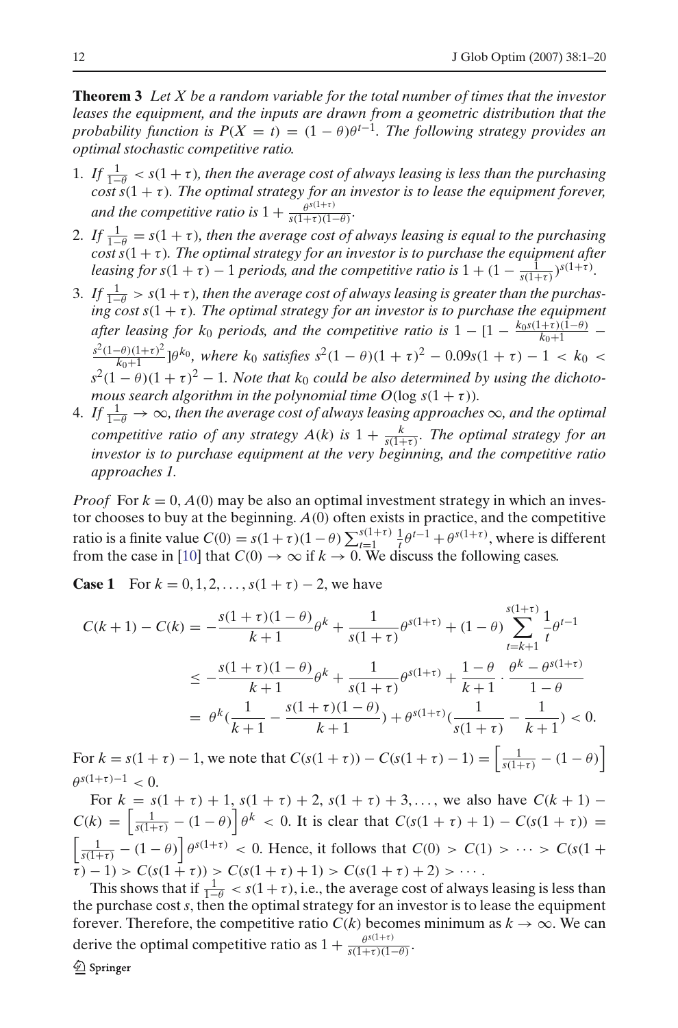**Theorem 3** *Let $X$ be a random variable for the total number of times that the investor leases the equipment, and the inputs are drawn from a geometric distribution that the probability function is $P(X = t) = (1-\theta)\theta^{t-1}$. The following strategy provides an optimal stochastic competitive ratio.*

1. *If $\frac{1}{1-\theta} < s(1+\tau)$, then the average cost of always leasing is less than the purchasing cost $s(1+\tau)$. The optimal strategy for an investor is to lease the equipment forever, and the competitive ratio is $1 + \frac{\theta^{s(1+\tau)}}{s(1+\tau)(1-\theta)}$.*
2. *If $\frac{1}{1-\theta} = s(1+\tau)$, then the average cost of always leasing is equal to the purchasing cost $s(1+\tau)$. The optimal strategy for an investor is to purchase the equipment after leasing for $s(1+\tau)-1$ periods, and the competitive ratio is $1 + (1 - \frac{1}{s(1+\tau)})^{s(1+\tau)}$.*
3. *If $\frac{1}{1-\theta} > s(1+\tau)$, then the average cost of always leasing is greater than the purchasing cost $s(1+\tau)$. The optimal strategy for an investor is to purchase the equipment after leasing for $k_0$ periods, and the competitive ratio is $1 - [1 - \frac{k_0 s(1+\tau)(1-\theta)}{k_0+1} - \frac{s^2(1-\theta)(1+\tau)^2}{k_0+1}]\theta^{k_0}$, where $k_0$ satisfies $s^2(1-\theta)(1+\tau)^2 - 0.09s(1+\tau) - 1 < k_0 < s^2(1-\theta)(1+\tau)^2 - 1$. Note that $k_0$ could be also determined by using the dichotomous search algorithm in the polynomial time $O(\log s(1+\tau))$.*
4. *If $\frac{1}{1-\theta} \to \infty$, then the average cost of always leasing approaches $\infty$, and the optimal competitive ratio of any strategy $A(k)$ is $1 + \frac{k}{s(1+\tau)}$. The optimal strategy for an investor is to purchase equipment at the very beginning, and the competitive ratio approaches 1.*

*Proof* For $k = 0$, $A(0)$ may be also an optimal investment strategy in which an investor chooses to buy at the beginning. $A(0)$ often exists in practice, and the competitive ratio is a finite value $C(0) = s(1+\tau)(1-\theta)\sum_{t=1}^{s(1+\tau)} \frac{1}{t}\theta^{t-1} + \theta^{s(1+\tau)}$, where is different from the case in [10] that $C(0) \to \infty$ if $k \to 0$. We discuss the following cases.

**Case 1** For $k = 0, 1, 2, \ldots, s(1+\tau) - 2$, we have

$$
\begin{aligned}
C(k+1) - C(k) &= -\frac{s(1+\tau)(1-\theta)}{k+1}\theta^k + \frac{1}{s(1+\tau)}\theta^{s(1+\tau)} + (1-\theta)\sum_{t=k+1}^{s(1+\tau)} \frac{1}{t}\theta^{t-1} \\
&\leq -\frac{s(1+\tau)(1-\theta)}{k+1}\theta^k + \frac{1}{s(1+\tau)}\theta^{s(1+\tau)} + \frac{1-\theta}{k+1} \cdot \frac{\theta^k - \theta^{s(1+\tau)}}{1-\theta} \\
&= \theta^k\left(\frac{1}{k+1} - \frac{s(1+\tau)(1-\theta)}{k+1}\right) + \theta^{s(1+\tau)}\left(\frac{1}{s(1+\tau)} - \frac{1}{k+1}\right) < 0.
\end{aligned}
$$

For $k = s(1+\tau) - 1$, we note that $C(s(1+\tau)) - C(s(1+\tau)-1) = \left[\frac{1}{s(1+\tau)} - (1-\theta)\right]\theta^{s(1+\tau)-1} < 0$.

For $k = s(1+\tau)+1, s(1+\tau)+2, s(1+\tau)+3, \ldots$, we also have $C(k+1) - C(k) = \left[\frac{1}{s(1+\tau)} - (1-\theta)\right]\theta^k < 0$. It is clear that $C(s(1+\tau)+1) - C(s(1+\tau)) = \left[\frac{1}{s(1+\tau)} - (1-\theta)\right]\theta^{s(1+\tau)} < 0$. Hence, it follows that $C(0) > C(1) > \cdots > C(s(1+\tau)-1) > C(s(1+\tau)) > C(s(1+\tau)+1) > C(s(1+\tau)+2) > \cdots$.

This shows that if $\frac{1}{1-\theta} < s(1+\tau)$, i.e., the average cost of always leasing is less than the purchase cost $s$, then the optimal strategy for an investor is to lease the equipment forever. Therefore, the competitive ratio $C(k)$ becomes minimum as $k \to \infty$. We can derive the optimal competitive ratio as $1 + \frac{\theta^{s(1+\tau)}}{s(1+\tau)(1-\theta)}$.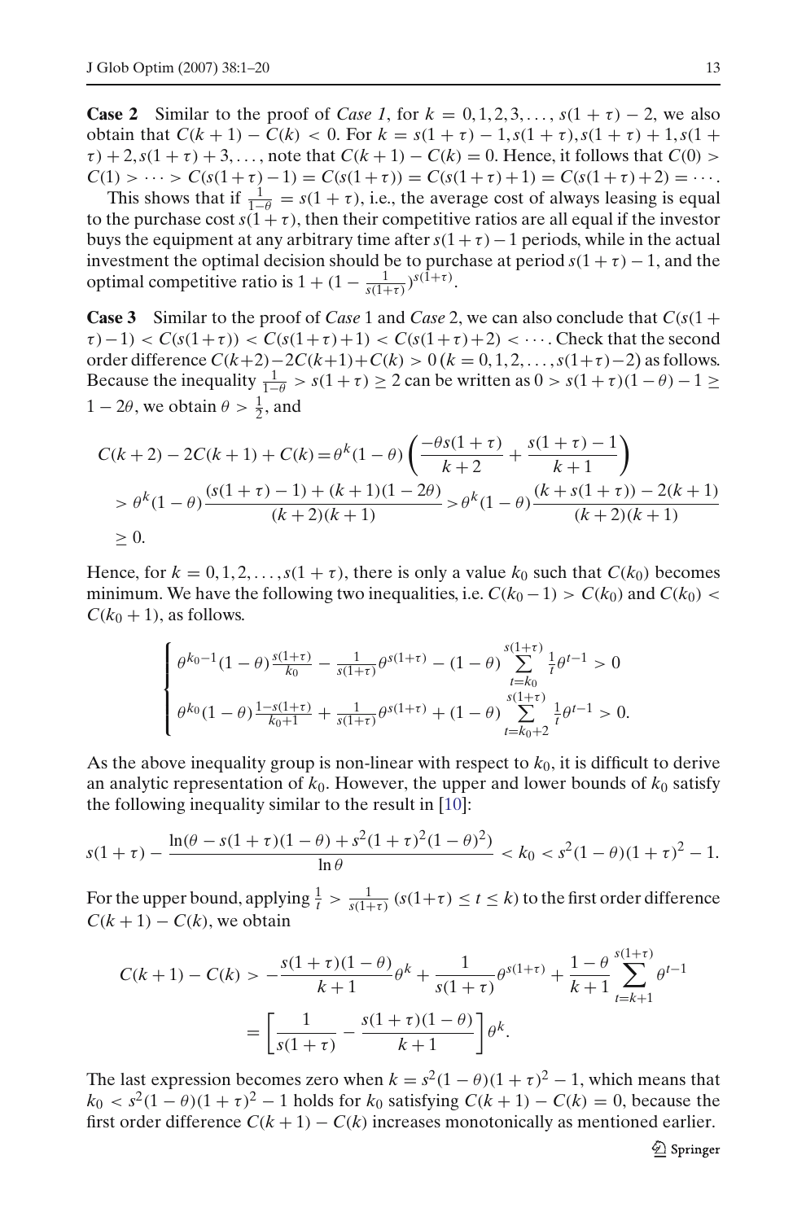**Case 2** Similar to the proof of *Case 1*, for $k = 0, 1, 2, 3, \ldots, s(1+\tau) - 2$, we also obtain that $C(k+1) - C(k) < 0$. For $k = s(1+\tau) - 1, s(1+\tau), s(1+\tau) + 1, s(1+\tau) + 2, s(1+\tau) + 3, \ldots$, note that $C(k+1) - C(k) = 0$. Hence, it follows that $C(0) > C(1) > \cdots > C(s(1+\tau) - 1) = C(s(1+\tau)) = C(s(1+\tau) + 1) = C(s(1+\tau) + 2) = \cdots$.

This shows that if $\frac{1}{1-\theta} = s(1+\tau)$, i.e., the average cost of always leasing is equal to the purchase cost $s(1+\tau)$, then their competitive ratios are all equal if the investor buys the equipment at any arbitrary time after $s(1+\tau) - 1$ periods, while in the actual investment the optimal decision should be to purchase at period $s(1+\tau) - 1$, and the optimal competitive ratio is $1 + (1 - \frac{1}{s(1+\tau)})^{s(1+\tau)}$.

**Case 3** Similar to the proof of *Case* 1 and *Case* 2, we can also conclude that $C(s(1+\tau) - 1) < C(s(1+\tau)) < C(s(1+\tau) + 1) < C(s(1+\tau) + 2) < \cdots$. Check that the second order difference $C(k+2) - 2C(k+1) + C(k) > 0$ $(k = 0, 1, 2, \ldots, s(1+\tau) - 2)$ as follows. Because the inequality $\frac{1}{1-\theta} > s(1+\tau) \geq 2$ can be written as $0 > s(1+\tau)(1-\theta) - 1 \geq 1 - 2\theta$, we obtain $\theta > \frac{1}{2}$, and

$$
\begin{aligned}
C(k+2) - 2C(k+1) + C(k) &= \theta^k (1-\theta) \left( \frac{-\theta s(1+\tau)}{k+2} + \frac{s(1+\tau) - 1}{k+1} \right) \\
&> \theta^k (1-\theta) \frac{(s(1+\tau) - 1) + (k+1)(1-2\theta)}{(k+2)(k+1)} > \theta^k (1-\theta) \frac{(k + s(1+\tau)) - 2(k+1)}{(k+2)(k+1)} \\
&\geq 0.
\end{aligned}
$$

Hence, for $k = 0, 1, 2, \ldots, s(1+\tau)$, there is only a value $k_0$ such that $C(k_0)$ becomes minimum. We have the following two inequalities, i.e. $C(k_0 - 1) > C(k_0)$ and $C(k_0) < C(k_0 + 1)$, as follows.

$$
\begin{cases}
\theta^{k_0 - 1}(1-\theta) \frac{s(1+\tau)}{k_0} - \frac{1}{s(1+\tau)} \theta^{s(1+\tau)} - (1-\theta) \sum\limits_{t=k_0}^{s(1+\tau)} \frac{1}{t} \theta^{t-1} > 0 \\
\theta^{k_0}(1-\theta) \frac{1 - s(1+\tau)}{k_0 + 1} + \frac{1}{s(1+\tau)} \theta^{s(1+\tau)} + (1-\theta) \sum\limits_{t=k_0+2}^{s(1+\tau)} \frac{1}{t} \theta^{t-1} > 0.
\end{cases}
$$

As the above inequality group is non-linear with respect to $k_0$, it is difficult to derive an analytic representation of $k_0$. However, the upper and lower bounds of $k_0$ satisfy the following inequality similar to the result in [10]:

$$
s(1+\tau) - \frac{\ln(\theta - s(1+\tau)(1-\theta) + s^2(1+\tau)^2(1-\theta)^2)}{\ln \theta} < k_0 < s^2(1-\theta)(1+\tau)^2 - 1.
$$

For the upper bound, applying $\frac{1}{t} > \frac{1}{s(1+\tau)}$ $(s(1+\tau) \leq t \leq k)$ to the first order difference $C(k+1) - C(k)$, we obtain

$$
\begin{aligned}
C(k+1) - C(k) &> -\frac{s(1+\tau)(1-\theta)}{k+1} \theta^k + \frac{1}{s(1+\tau)} \theta^{s(1+\tau)} + \frac{1-\theta}{k+1} \sum_{t=k+1}^{s(1+\tau)} \theta^{t-1} \\
&= \left[ \frac{1}{s(1+\tau)} - \frac{s(1+\tau)(1-\theta)}{k+1} \right] \theta^k.
\end{aligned}
$$

The last expression becomes zero when $k = s^2(1-\theta)(1+\tau)^2 - 1$, which means that $k_0 < s^2(1-\theta)(1+\tau)^2 - 1$ holds for $k_0$ satisfying $C(k+1) - C(k) = 0$, because the first order difference $C(k+1) - C(k)$ increases monotonically as mentioned earlier.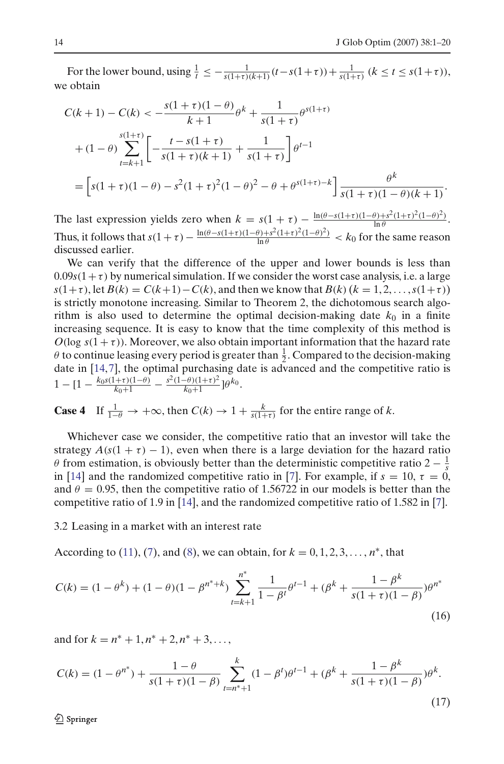For the lower bound, using $\frac{1}{t} \leq -\frac{1}{s(1+\tau)(k+1)}(t-s(1+\tau))+\frac{1}{s(1+\tau)}$ $(k \leq t \leq s(1+\tau))$, we obtain

$$
\begin{aligned}
C(k+1)-C(k) &< -\frac{s(1+\tau)(1-\theta)}{k+1}\theta^k + \frac{1}{s(1+\tau)}\theta^{s(1+\tau)} \\
&\quad + (1-\theta)\sum_{t=k+1}^{s(1+\tau)}\left[-\frac{t-s(1+\tau)}{s(1+\tau)(k+1)}+\frac{1}{s(1+\tau)}\right]\theta^{t-1} \\
&= \left[s(1+\tau)(1-\theta) - s^2(1+\tau)^2(1-\theta)^2 - \theta + \theta^{s(1+\tau)-k}\right]\frac{\theta^k}{s(1+\tau)(1-\theta)(k+1)}.
\end{aligned}
$$

The last expression yields zero when $k = s(1+\tau) - \frac{\ln(\theta - s(1+\tau)(1-\theta)+s^2(1+\tau)^2(1-\theta)^2)}{\ln\theta}$. Thus, it follows that $s(1+\tau) - \frac{\ln(\theta - s(1+\tau)(1-\theta)+s^2(1+\tau)^2(1-\theta)^2)}{\ln\theta} < k_0$ for the same reason discussed earlier.

We can verify that the difference of the upper and lower bounds is less than $0.09s(1+\tau)$ by numerical simulation. If we consider the worst case analysis, i.e. a large $s(1+\tau)$, let $B(k) = C(k+1) - C(k)$, and then we know that $B(k)$ $(k = 1, 2, \ldots, s(1+\tau))$ is strictly monotone increasing. Similar to Theorem 2, the dichotomous search algorithm is also used to determine the optimal decision-making date $k_0$ in a finite increasing sequence. It is easy to know that the time complexity of this method is $O(\log s(1+\tau))$. Moreover, we also obtain important information that the hazard rate $\theta$ to continue leasing every period is greater than $\frac{1}{2}$. Compared to the decision-making date in [14,7], the optimal purchasing date is advanced and the competitive ratio is $1 - [1 - \frac{k_0 s(1+\tau)(1-\theta)}{k_0+1} - \frac{s^2(1-\theta)(1+\tau)^2}{k_0+1}]\theta^{k_0}$.

**Case 4** If $\frac{1}{1-\theta} \to +\infty$, then $C(k) \to 1 + \frac{k}{s(1+\tau)}$ for the entire range of $k$.

Whichever case we consider, the competitive ratio that an investor will take the strategy $A(s(1+\tau)-1)$, even when there is a large deviation for the hazard ratio $\theta$ from estimation, is obviously better than the deterministic competitive ratio $2 - \frac{1}{s}$ in [14] and the randomized competitive ratio in [7]. For example, if $s = 10$, $\tau = 0$, and $\theta = 0.95$, then the competitive ratio of 1.56722 in our models is better than the competitive ratio of 1.9 in [14], and the randomized competitive ratio of 1.582 in [7].

### 3.2 Leasing in a market with an interest rate

According to (11), (7), and (8), we can obtain, for $k = 0, 1, 2, 3, \ldots, n^*$, that

$$
C(k) = (1-\theta^k) + (1-\theta)(1-\beta^{n^*+k})\sum_{t=k+1}^{n^*}\frac{1}{1-\beta^t}\theta^{t-1} + (\beta^k + \frac{1-\beta^k}{s(1+\tau)(1-\beta)})\theta^{n^*} \tag{16}
$$

and for $k = n^*+1, n^*+2, n^*+3, \ldots,$

$$
C(k) = (1-\theta^{n^*}) + \frac{1-\theta}{s(1+\tau)(1-\beta)}\sum_{t=n^*+1}^{k}(1-\beta^t)\theta^{t-1} + (\beta^k + \frac{1-\beta^k}{s(1+\tau)(1-\beta)})\theta^k. \tag{17}
$$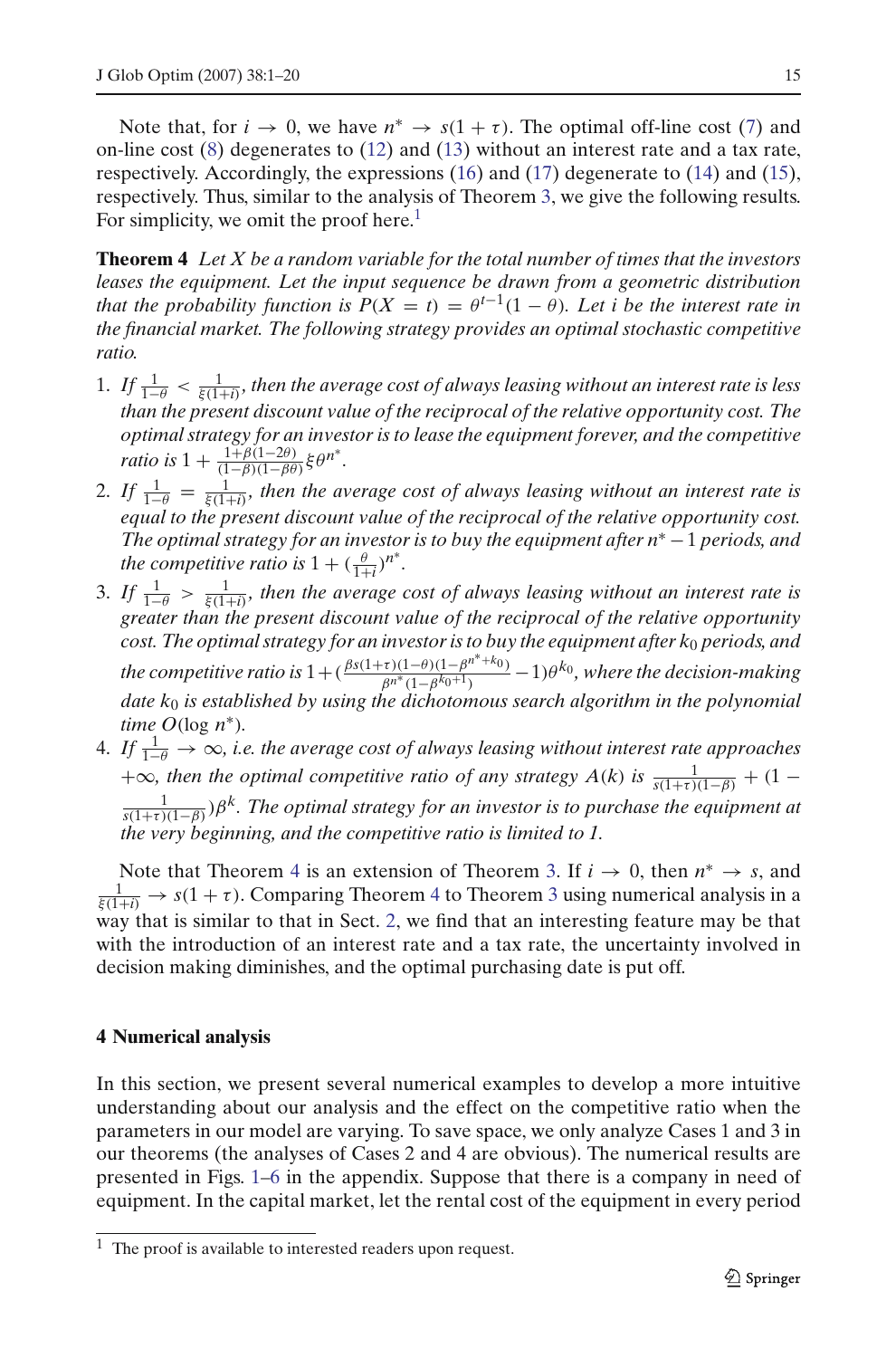Note that, for $i \to 0$, we have $n^* \to s(1+\tau)$. The optimal off-line cost (7) and on-line cost (8) degenerates to (12) and (13) without an interest rate and a tax rate, respectively. Accordingly, the expressions (16) and (17) degenerate to (14) and (15), respectively. Thus, similar to the analysis of Theorem 3, we give the following results. For simplicity, we omit the proof here.[1]

**Theorem 4** *Let $X$ be a random variable for the total number of times that the investors leases the equipment. Let the input sequence be drawn from a geometric distribution that the probability function is $P(X=t) = \theta^{t-1}(1-\theta)$. Let $i$ be the interest rate in the financial market. The following strategy provides an optimal stochastic competitive ratio.*

1. *If $\frac{1}{1-\theta} < \frac{1}{\xi(1+i)}$, then the average cost of always leasing without an interest rate is less than the present discount value of the reciprocal of the relative opportunity cost. The optimal strategy for an investor is to lease the equipment forever, and the competitive ratio is $1 + \frac{1+\beta(1-2\theta)}{(1-\beta)(1-\beta\theta)}\xi\theta^{n^*}$.*
2. *If $\frac{1}{1-\theta} = \frac{1}{\xi(1+i)}$, then the average cost of always leasing without an interest rate is equal to the present discount value of the reciprocal of the relative opportunity cost. The optimal strategy for an investor is to buy the equipment after $n^*-1$ periods, and the competitive ratio is $1 + (\frac{\theta}{1+i})^{n^*}$.*
3. *If $\frac{1}{1-\theta} > \frac{1}{\xi(1+i)}$, then the average cost of always leasing without an interest rate is greater than the present discount value of the reciprocal of the relative opportunity cost. The optimal strategy for an investor is to buy the equipment after $k_0$ periods, and the competitive ratio is $1 + (\frac{\beta s(1+\tau)(1-\theta)(1-\beta^{n^*+k_0})}{\beta^{n^*}(1-\beta^{k_0+1})} - 1)\theta^{k_0}$, where the decision-making date $k_0$ is established by using the dichotomous search algorithm in the polynomial time $O(\log n^*)$.*
4. *If $\frac{1}{1-\theta} \to \infty$, i.e. the average cost of always leasing without interest rate approaches $+\infty$, then the optimal competitive ratio of any strategy $A(k)$ is $\frac{1}{s(1+\tau)(1-\beta)} + (1 - \frac{1}{s(1+\tau)(1-\beta)})\beta^k$. The optimal strategy for an investor is to purchase the equipment at the very beginning, and the competitive ratio is limited to 1.*

Note that Theorem 4 is an extension of Theorem 3. If $i \to 0$, then $n^* \to s$, and $\frac{1}{\xi(1+i)} \to s(1+\tau)$. Comparing Theorem 4 to Theorem 3 using numerical analysis in a way that is similar to that in Sect. 2, we find that an interesting feature may be that with the introduction of an interest rate and a tax rate, the uncertainty involved in decision making diminishes, and the optimal purchasing date is put off.

## 4 Numerical analysis

In this section, we present several numerical examples to develop a more intuitive understanding about our analysis and the effect on the competitive ratio when the parameters in our model are varying. To save space, we only analyze Cases 1 and 3 in our theorems (the analyses of Cases 2 and 4 are obvious). The numerical results are presented in Figs. 1–6 in the appendix. Suppose that there is a company in need of equipment. In the capital market, let the rental cost of the equipment in every period

[1] The proof is available to interested readers upon request.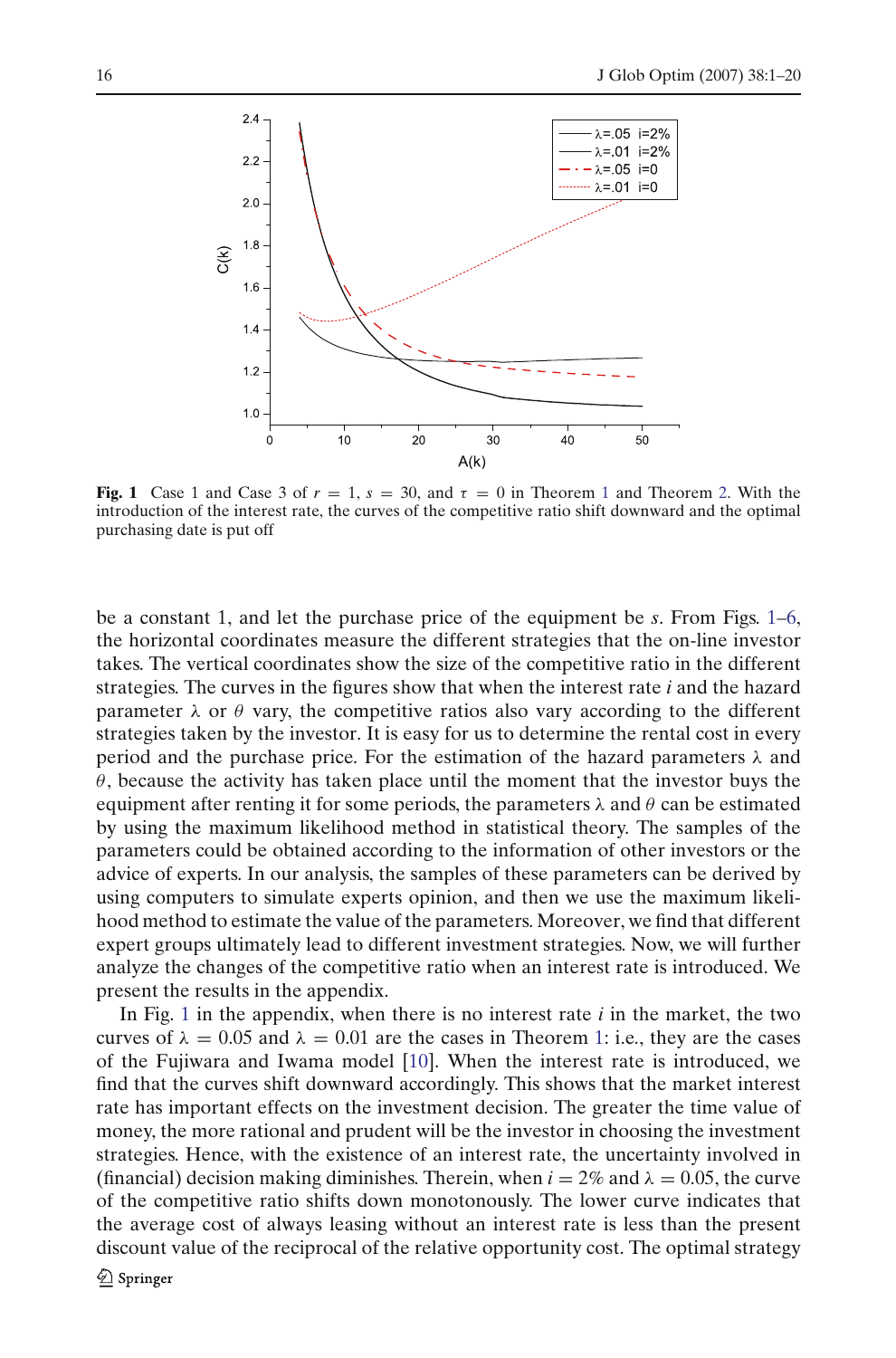**Fig. 1** Case 1 and Case 3 of $r = 1$, $s = 30$, and $\tau = 0$ in Theorem 1 and Theorem 2. With the introduction of the interest rate, the curves of the competitive ratio shift downward and the optimal purchasing date is put off

be a constant 1, and let the purchase price of the equipment be $s$. From Figs. 1–6, the horizontal coordinates measure the different strategies that the on-line investor takes. The vertical coordinates show the size of the competitive ratio in the different strategies. The curves in the figures show that when the interest rate $i$ and the hazard parameter $\lambda$ or $\theta$ vary, the competitive ratios also vary according to the different strategies taken by the investor. It is easy for us to determine the rental cost in every period and the purchase price. For the estimation of the hazard parameters $\lambda$ and $\theta$, because the activity has taken place until the moment that the investor buys the equipment after renting it for some periods, the parameters $\lambda$ and $\theta$ can be estimated by using the maximum likelihood method in statistical theory. The samples of the parameters could be obtained according to the information of other investors or the advice of experts. In our analysis, the samples of these parameters can be derived by using computers to simulate experts opinion, and then we use the maximum likelihood method to estimate the value of the parameters. Moreover, we find that different expert groups ultimately lead to different investment strategies. Now, we will further analyze the changes of the competitive ratio when an interest rate is introduced. We present the results in the appendix.

In Fig. 1 in the appendix, when there is no interest rate $i$ in the market, the two curves of $\lambda = 0.05$ and $\lambda = 0.01$ are the cases in Theorem 1: i.e., they are the cases of the Fujiwara and Iwama model [10]. When the interest rate is introduced, we find that the curves shift downward accordingly. This shows that the market interest rate has important effects on the investment decision. The greater the time value of money, the more rational and prudent will be the investor in choosing the investment strategies. Hence, with the existence of an interest rate, the uncertainty involved in (financial) decision making diminishes. Therein, when $i = 2\%$ and $\lambda = 0.05$, the curve of the competitive ratio shifts down monotonously. The lower curve indicates that the average cost of always leasing without an interest rate is less than the present discount value of the reciprocal of the relative opportunity cost. The optimal strategy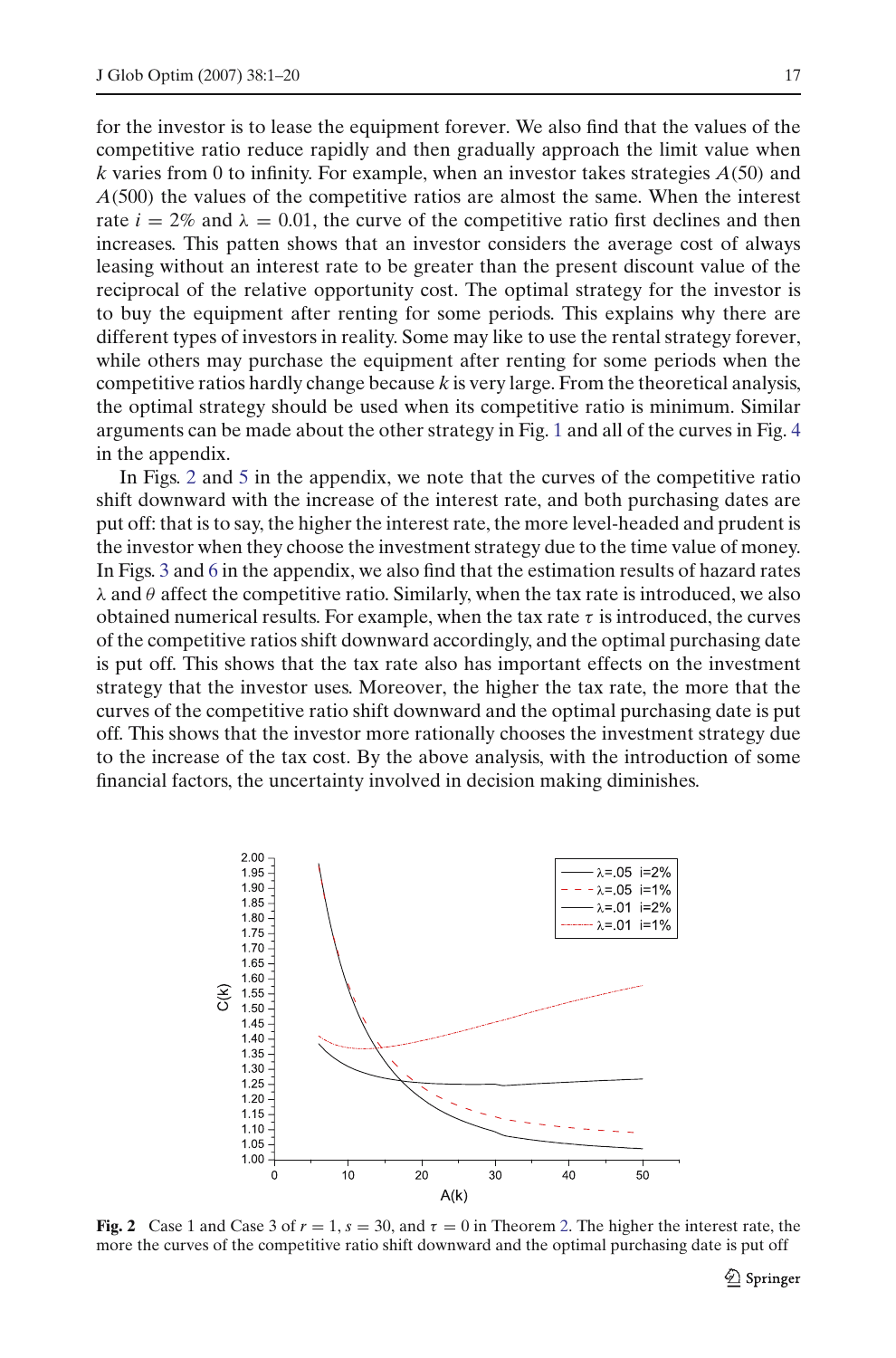for the investor is to lease the equipment forever. We also find that the values of the competitive ratio reduce rapidly and then gradually approach the limit value when $k$ varies from 0 to infinity. For example, when an investor takes strategies $A(50)$ and $A(500)$ the values of the competitive ratios are almost the same. When the interest rate $i = 2\%$ and $\lambda = 0.01$, the curve of the competitive ratio first declines and then increases. This patten shows that an investor considers the average cost of always leasing without an interest rate to be greater than the present discount value of the reciprocal of the relative opportunity cost. The optimal strategy for the investor is to buy the equipment after renting for some periods. This explains why there are different types of investors in reality. Some may like to use the rental strategy forever, while others may purchase the equipment after renting for some periods when the competitive ratios hardly change because $k$ is very large. From the theoretical analysis, the optimal strategy should be used when its competitive ratio is minimum. Similar arguments can be made about the other strategy in Fig. 1 and all of the curves in Fig. 4 in the appendix.

In Figs. 2 and 5 in the appendix, we note that the curves of the competitive ratio shift downward with the increase of the interest rate, and both purchasing dates are put off: that is to say, the higher the interest rate, the more level-headed and prudent is the investor when they choose the investment strategy due to the time value of money. In Figs. 3 and 6 in the appendix, we also find that the estimation results of hazard rates $\lambda$ and $\theta$ affect the competitive ratio. Similarly, when the tax rate is introduced, we also obtained numerical results. For example, when the tax rate $\tau$ is introduced, the curves of the competitive ratios shift downward accordingly, and the optimal purchasing date is put off. This shows that the tax rate also has important effects on the investment strategy that the investor uses. Moreover, the higher the tax rate, the more that the curves of the competitive ratio shift downward and the optimal purchasing date is put off. This shows that the investor more rationally chooses the investment strategy due to the increase of the tax cost. By the above analysis, with the introduction of some financial factors, the uncertainty involved in decision making diminishes.

**Fig. 2** Case 1 and Case 3 of $r = 1$, $s = 30$, and $\tau = 0$ in Theorem 2. The higher the interest rate, the more the curves of the competitive ratio shift downward and the optimal purchasing date is put off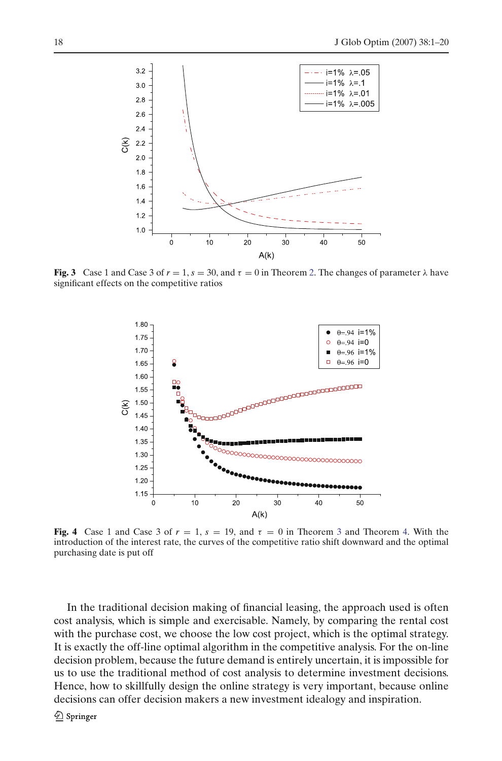**Fig. 3** Case 1 and Case 3 of $r = 1$, $s = 30$, and $\tau = 0$ in Theorem 2. The changes of parameter $\lambda$ have significant effects on the competitive ratios

**Fig. 4** Case 1 and Case 3 of $r = 1$, $s = 19$, and $\tau = 0$ in Theorem 3 and Theorem 4. With the introduction of the interest rate, the curves of the competitive ratio shift downward and the optimal purchasing date is put off

In the traditional decision making of financial leasing, the approach used is often cost analysis, which is simple and exercisable. Namely, by comparing the rental cost with the purchase cost, we choose the low cost project, which is the optimal strategy. It is exactly the off-line optimal algorithm in the competitive analysis. For the on-line decision problem, because the future demand is entirely uncertain, it is impossible for us to use the traditional method of cost analysis to determine investment decisions. Hence, how to skillfully design the online strategy is very important, because online decisions can offer decision makers a new investment idealogy and inspiration.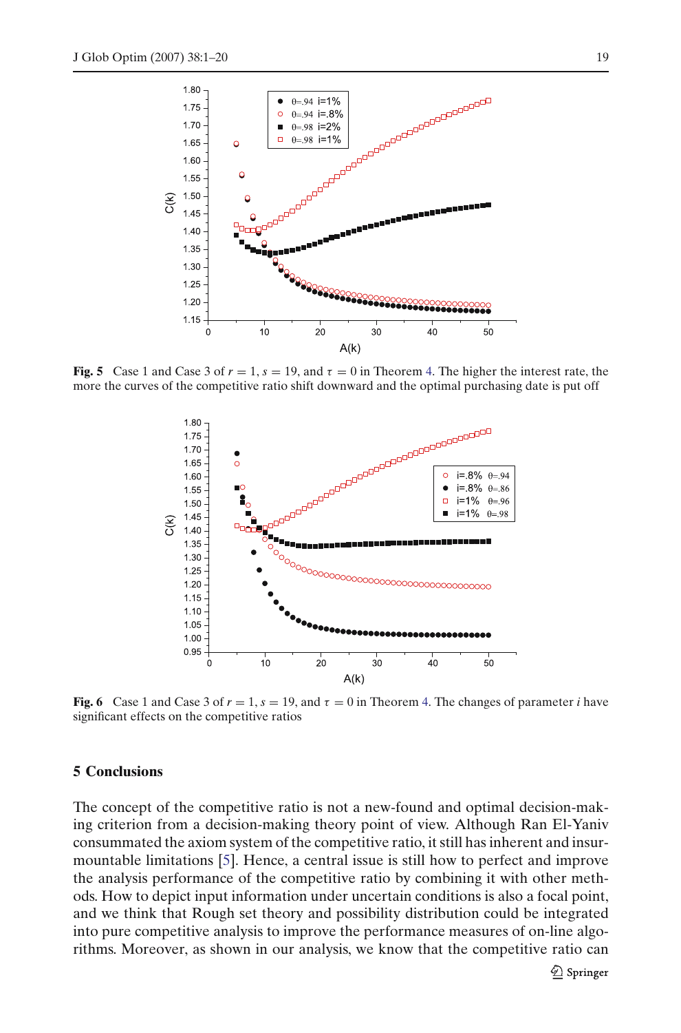**Fig. 5** Case 1 and Case 3 of $r = 1$, $s = 19$, and $\tau = 0$ in Theorem 4. The higher the interest rate, the more the curves of the competitive ratio shift downward and the optimal purchasing date is put off

**Fig. 6** Case 1 and Case 3 of $r = 1$, $s = 19$, and $\tau = 0$ in Theorem 4. The changes of parameter $i$ have significant effects on the competitive ratios

## 5 Conclusions

The concept of the competitive ratio is not a new-found and optimal decision-making criterion from a decision-making theory point of view. Although Ran El-Yaniv consummated the axiom system of the competitive ratio, it still has inherent and insurmountable limitations [5]. Hence, a central issue is still how to perfect and improve the analysis performance of the competitive ratio by combining it with other methods. How to depict input information under uncertain conditions is also a focal point, and we think that Rough set theory and possibility distribution could be integrated into pure competitive analysis to improve the performance measures of on-line algorithms. Moreover, as shown in our analysis, we know that the competitive ratio can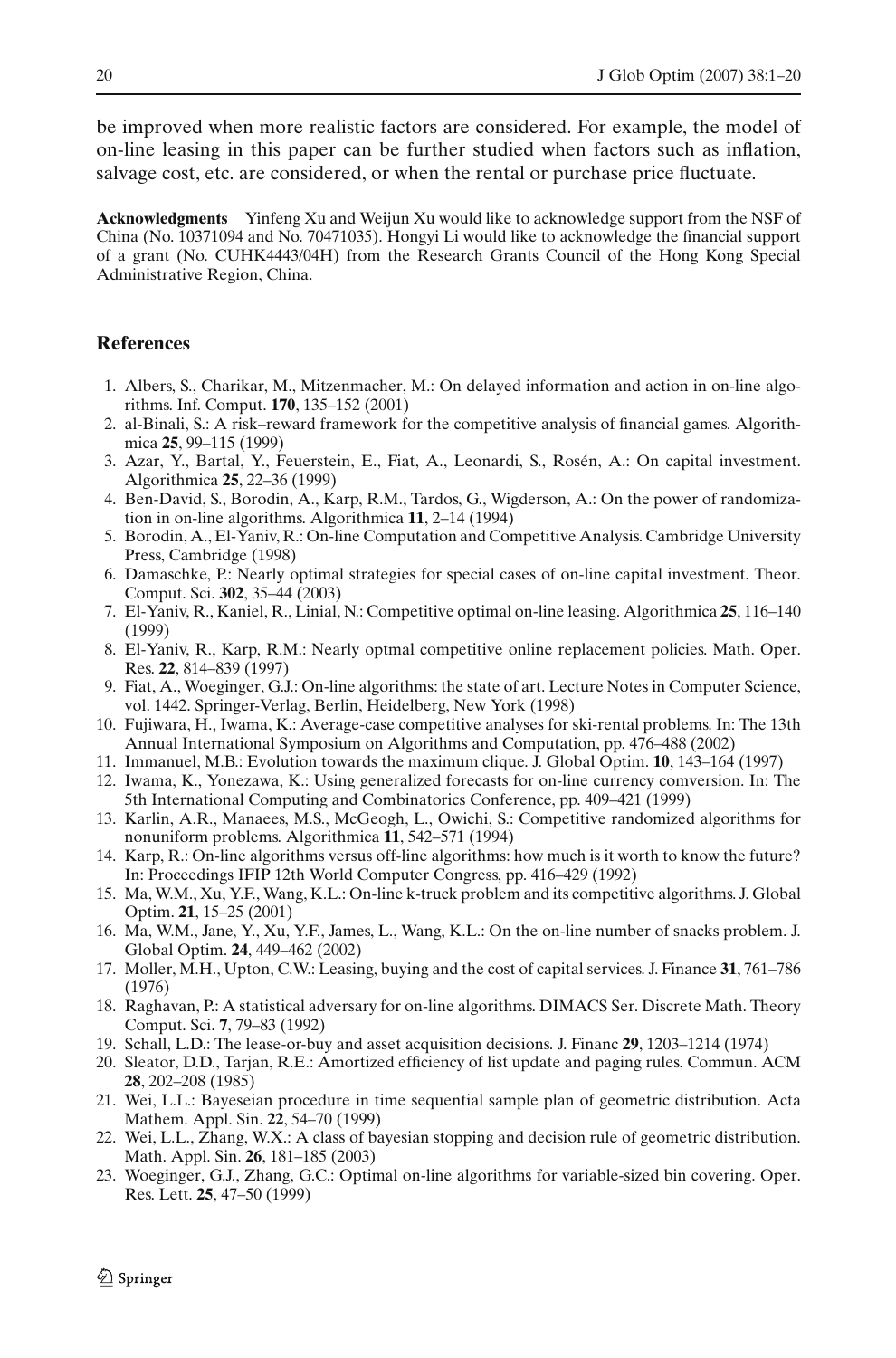be improved when more realistic factors are considered. For example, the model of on-line leasing in this paper can be further studied when factors such as inflation, salvage cost, etc. are considered, or when the rental or purchase price fluctuate.

**Acknowledgments** Yinfeng Xu and Weijun Xu would like to acknowledge support from the NSF of China (No. 10371094 and No. 70471035). Hongyi Li would like to acknowledge the financial support of a grant (No. CUHK4443/04H) from the Research Grants Council of the Hong Kong Special Administrative Region, China.

## References

1. Albers, S., Charikar, M., Mitzenmacher, M.: On delayed information and action in on-line algorithms. Inf. Comput. **170**, 135–152 (2001)
2. al-Binali, S.: A risk–reward framework for the competitive analysis of financial games. Algorithmica **25**, 99–115 (1999)
3. Azar, Y., Bartal, Y., Feuerstein, E., Fiat, A., Leonardi, S., Rosén, A.: On capital investment. Algorithmica **25**, 22–36 (1999)
4. Ben-David, S., Borodin, A., Karp, R.M., Tardos, G., Wigderson, A.: On the power of randomization in on-line algorithms. Algorithmica **11**, 2–14 (1994)
5. Borodin, A., El-Yaniv, R.: On-line Computation and Competitive Analysis. Cambridge University Press, Cambridge (1998)
6. Damaschke, P.: Nearly optimal strategies for special cases of on-line capital investment. Theor. Comput. Sci. **302**, 35–44 (2003)
7. El-Yaniv, R., Kaniel, R., Linial, N.: Competitive optimal on-line leasing. Algorithmica **25**, 116–140 (1999)
8. El-Yaniv, R., Karp, R.M.: Nearly optmal competitive online replacement policies. Math. Oper. Res. **22**, 814–839 (1997)
9. Fiat, A., Woeginger, G.J.: On-line algorithms: the state of art. Lecture Notes in Computer Science, vol. 1442. Springer-Verlag, Berlin, Heidelberg, New York (1998)
10. Fujiwara, H., Iwama, K.: Average-case competitive analyses for ski-rental problems. In: The 13th Annual International Symposium on Algorithms and Computation, pp. 476–488 (2002)
11. Immanuel, M.B.: Evolution towards the maximum clique. J. Global Optim. **10**, 143–164 (1997)
12. Iwama, K., Yonezawa, K.: Using generalized forecasts for on-line currency comversion. In: The 5th International Computing and Combinatorics Conference, pp. 409–421 (1999)
13. Karlin, A.R., Manaees, M.S., McGeogh, L., Owichi, S.: Competitive randomized algorithms for nonuniform problems. Algorithmica **11**, 542–571 (1994)
14. Karp, R.: On-line algorithms versus off-line algorithms: how much is it worth to know the future? In: Proceedings IFIP 12th World Computer Congress, pp. 416–429 (1992)
15. Ma, W.M., Xu, Y.F., Wang, K.L.: On-line k-truck problem and its competitive algorithms. J. Global Optim. **21**, 15–25 (2001)
16. Ma, W.M., Jane, Y., Xu, Y.F., James, L., Wang, K.L.: On the on-line number of snacks problem. J. Global Optim. **24**, 449–462 (2002)
17. Moller, M.H., Upton, C.W.: Leasing, buying and the cost of capital services. J. Finance **31**, 761–786 (1976)
18. Raghavan, P.: A statistical adversary for on-line algorithms. DIMACS Ser. Discrete Math. Theory Comput. Sci. **7**, 79–83 (1992)
19. Schall, L.D.: The lease-or-buy and asset acquisition decisions. J. Financ **29**, 1203–1214 (1974)
20. Sleator, D.D., Tarjan, R.E.: Amortized efficiency of list update and paging rules. Commun. ACM **28**, 202–208 (1985)
21. Wei, L.L.: Bayeseian procedure in time sequential sample plan of geometric distribution. Acta Mathem. Appl. Sin. **22**, 54–70 (1999)
22. Wei, L.L., Zhang, W.X.: A class of bayesian stopping and decision rule of geometric distribution. Math. Appl. Sin. **26**, 181–185 (2003)
23. Woeginger, G.J., Zhang, G.C.: Optimal on-line algorithms for variable-sized bin covering. Oper. Res. Lett. **25**, 47–50 (1999)